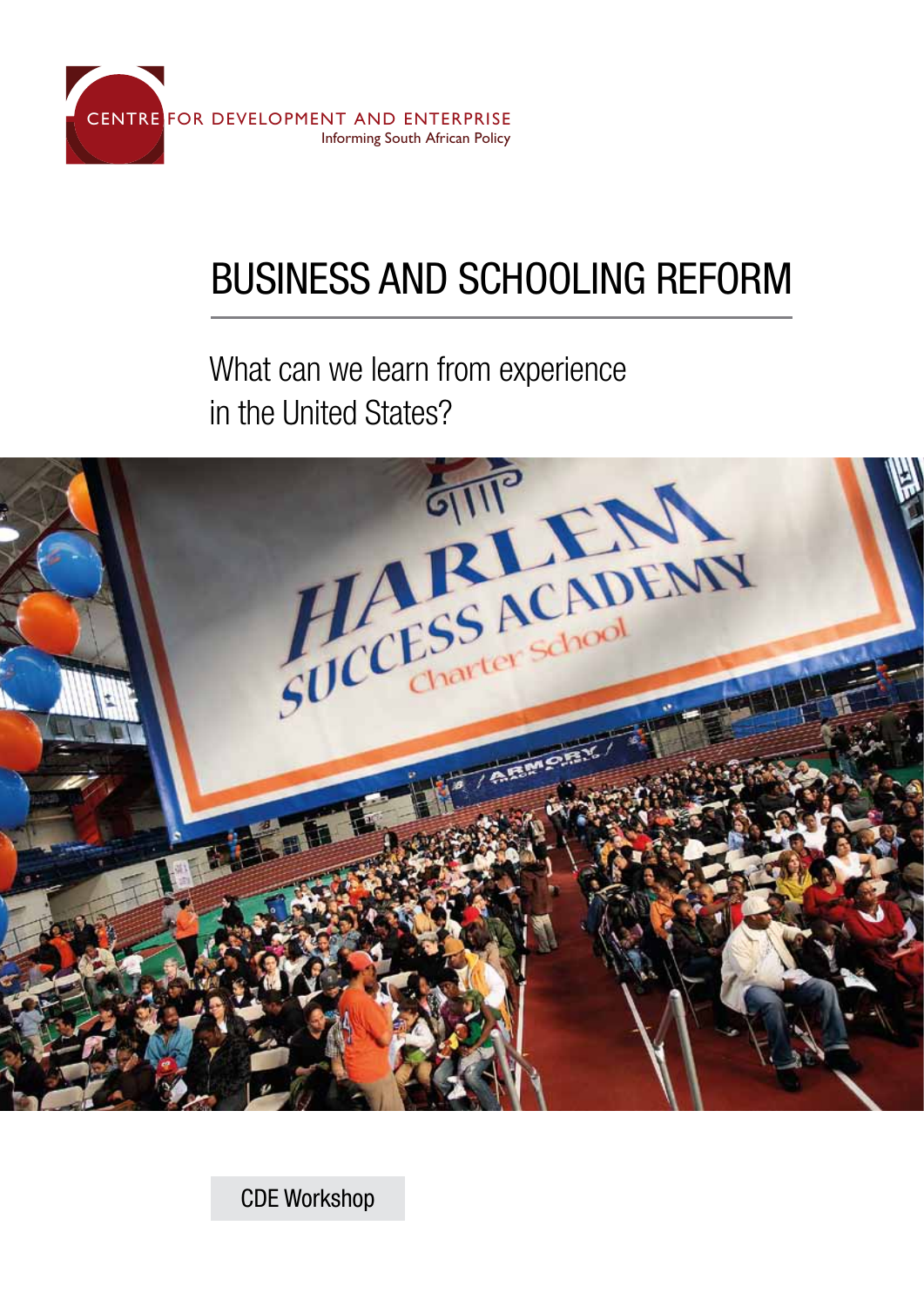CENTRE FOR DEVELOPMENT AND ENTERPRISE

Informing South African Policy

# BUSINESS AND SCHOOLING REFORM

## What can we learn from experience in the United States?

CDE Workshop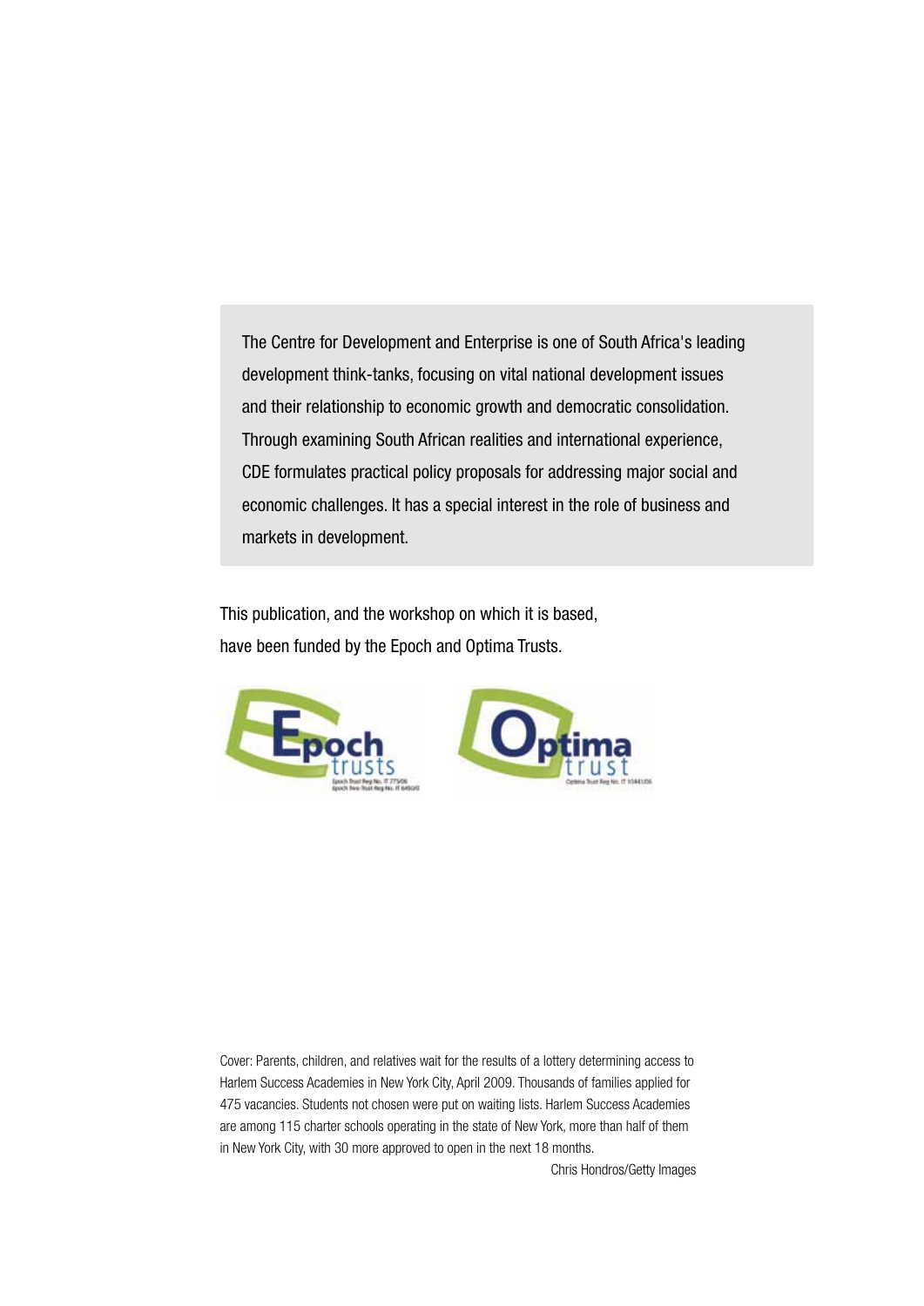The Centre for Development and Enterprise is one of South Africa's leading development think-tanks, focusing on vital national development issues and their relationship to economic growth and democratic consolidation. Through examining South African realities and international experience, CDE formulates practical policy proposals for addressing major social and economic challenges. It has a special interest in the role of business and markets in development.

This publication, and the workshop on which it is based, have been funded by the Epoch and Optima Trusts.

Epoch trusts
Epoch Trust Reg No. IT 773/06
Epoch Two Trust Reg No. IT 6450/02

Optima trust
Optima Trust Reg No. IT 10441/06

Cover: Parents, children, and relatives wait for the results of a lottery determining access to Harlem Success Academies in New York City, April 2009. Thousands of families applied for 475 vacancies. Students not chosen were put on waiting lists. Harlem Success Academies are among 115 charter schools operating in the state of New York, more than half of them in New York City, with 30 more approved to open in the next 18 months.

Chris Hondros/Getty Images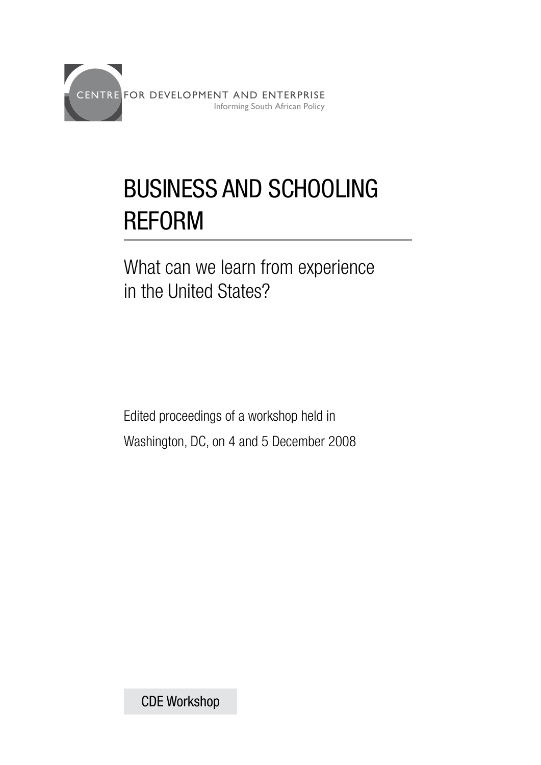CENTRE FOR DEVELOPMENT AND ENTERPRISE

Informing South African Policy

# BUSINESS AND SCHOOLING REFORM

## What can we learn from experience in the United States?

Edited proceedings of a workshop held in Washington, DC, on 4 and 5 December 2008

CDE Workshop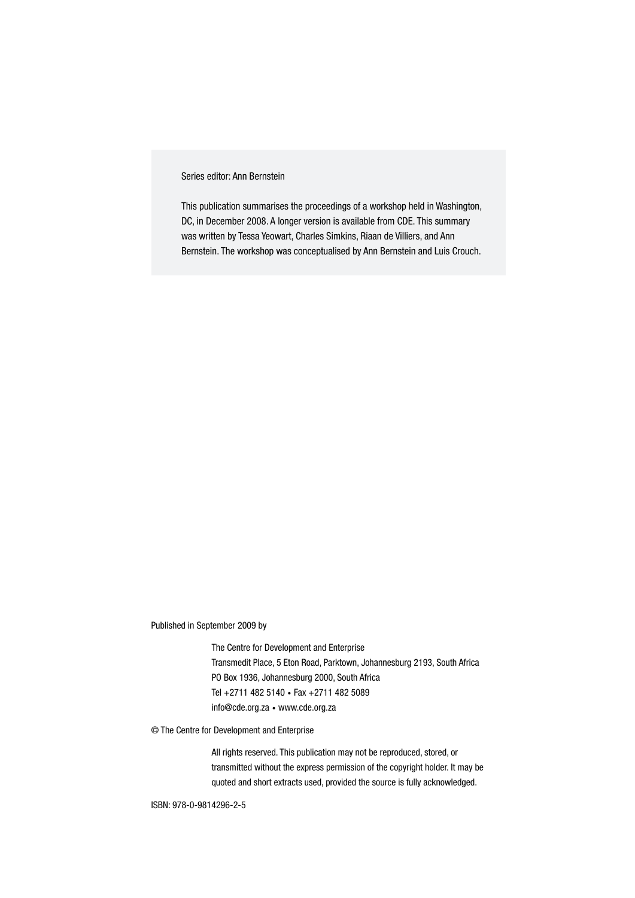Series editor: Ann Bernstein

This publication summarises the proceedings of a workshop held in Washington, DC, in December 2008. A longer version is available from CDE. This summary was written by Tessa Yeowart, Charles Simkins, Riaan de Villiers, and Ann Bernstein. The workshop was conceptualised by Ann Bernstein and Luis Crouch.

Published in September 2009 by

The Centre for Development and Enterprise
Transmedit Place, 5 Eton Road, Parktown, Johannesburg 2193, South Africa
PO Box 1936, Johannesburg 2000, South Africa
Tel +2711 482 5140 • Fax +2711 482 5089
info@cde.org.za • www.cde.org.za

© The Centre for Development and Enterprise

All rights reserved. This publication may not be reproduced, stored, or transmitted without the express permission of the copyright holder. It may be quoted and short extracts used, provided the source is fully acknowledged.

ISBN: 978-0-9814296-2-5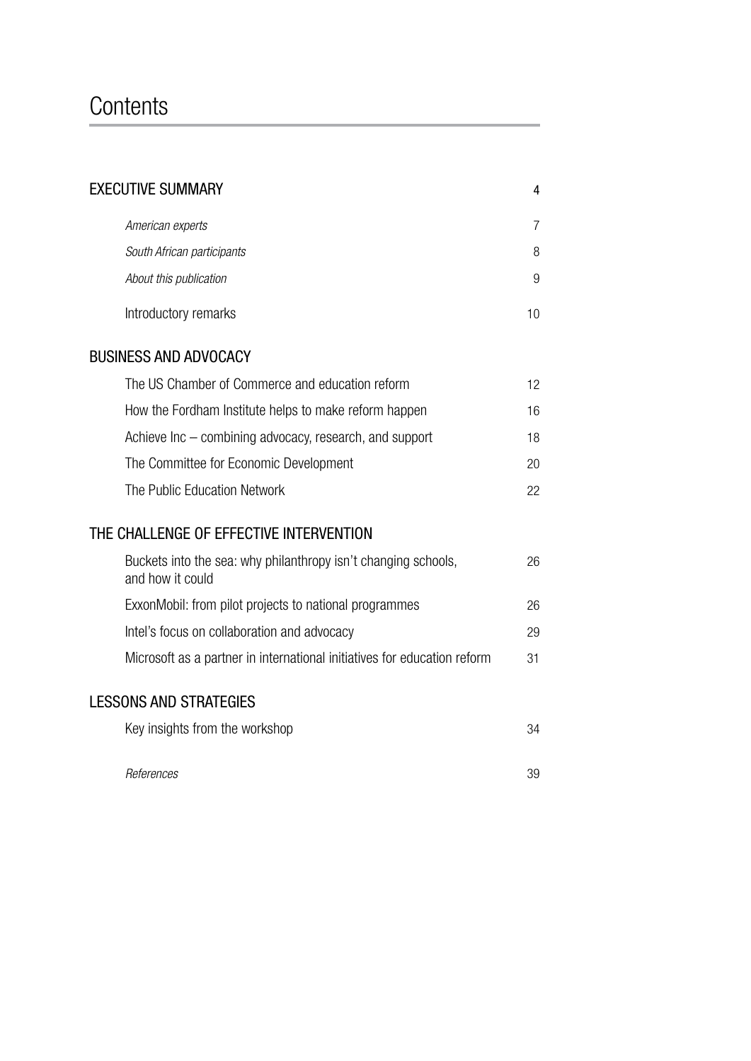# Contents

| | |
|---|---|
| EXECUTIVE SUMMARY | 4 |
| *American experts* | 7 |
| *South African participants* | 8 |
| *About this publication* | 9 |
| Introductory remarks | 10 |
| **BUSINESS AND ADVOCACY** | |
| The US Chamber of Commerce and education reform | 12 |
| How the Fordham Institute helps to make reform happen | 16 |
| Achieve Inc – combining advocacy, research, and support | 18 |
| The Committee for Economic Development | 20 |
| The Public Education Network | 22 |
| **THE CHALLENGE OF EFFECTIVE INTERVENTION** | |
| Buckets into the sea: why philanthropy isn't changing schools, and how it could | 26 |
| ExxonMobil: from pilot projects to national programmes | 26 |
| Intel's focus on collaboration and advocacy | 29 |
| Microsoft as a partner in international initiatives for education reform | 31 |
| **LESSONS AND STRATEGIES** | |
| Key insights from the workshop | 34 |
| *References* | 39 |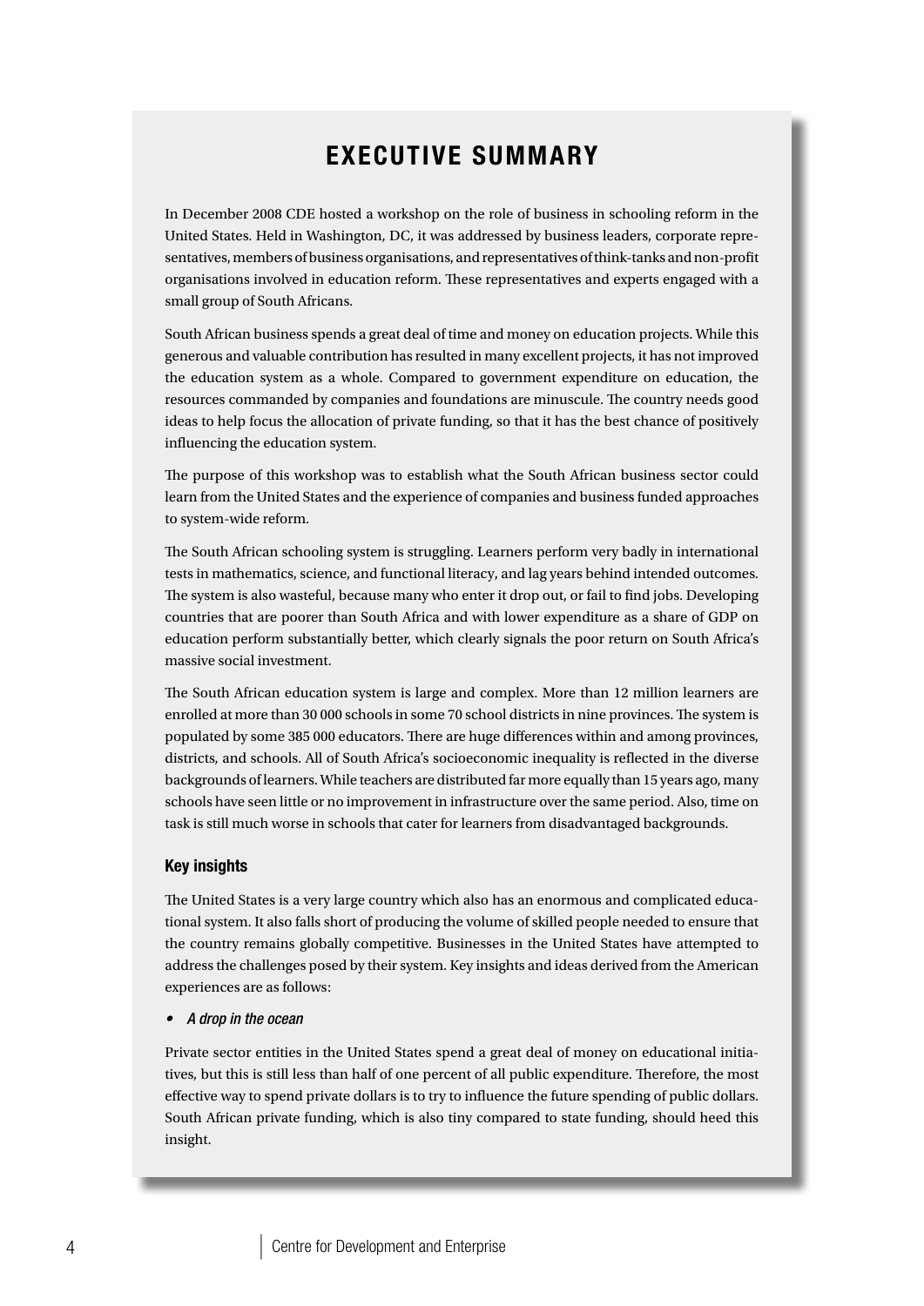# EXECUTIVE SUMMARY

In December 2008 CDE hosted a workshop on the role of business in schooling reform in the United States. Held in Washington, DC, it was addressed by business leaders, corporate representatives, members of business organisations, and representatives of think-tanks and non-profit organisations involved in education reform. These representatives and experts engaged with a small group of South Africans.

South African business spends a great deal of time and money on education projects. While this generous and valuable contribution has resulted in many excellent projects, it has not improved the education system as a whole. Compared to government expenditure on education, the resources commanded by companies and foundations are minuscule. The country needs good ideas to help focus the allocation of private funding, so that it has the best chance of positively influencing the education system.

The purpose of this workshop was to establish what the South African business sector could learn from the United States and the experience of companies and business funded approaches to system-wide reform.

The South African schooling system is struggling. Learners perform very badly in international tests in mathematics, science, and functional literacy, and lag years behind intended outcomes. The system is also wasteful, because many who enter it drop out, or fail to find jobs. Developing countries that are poorer than South Africa and with lower expenditure as a share of GDP on education perform substantially better, which clearly signals the poor return on South Africa's massive social investment.

The South African education system is large and complex. More than 12 million learners are enrolled at more than 30 000 schools in some 70 school districts in nine provinces. The system is populated by some 385 000 educators. There are huge differences within and among provinces, districts, and schools. All of South Africa's socioeconomic inequality is reflected in the diverse backgrounds of learners. While teachers are distributed far more equally than 15 years ago, many schools have seen little or no improvement in infrastructure over the same period. Also, time on task is still much worse in schools that cater for learners from disadvantaged backgrounds.

### Key insights

The United States is a very large country which also has an enormous and complicated educational system. It also falls short of producing the volume of skilled people needed to ensure that the country remains globally competitive. Businesses in the United States have attempted to address the challenges posed by their system. Key insights and ideas derived from the American experiences are as follows:

- *A drop in the ocean*

Private sector entities in the United States spend a great deal of money on educational initiatives, but this is still less than half of one percent of all public expenditure. Therefore, the most effective way to spend private dollars is to try to influence the future spending of public dollars. South African private funding, which is also tiny compared to state funding, should heed this insight.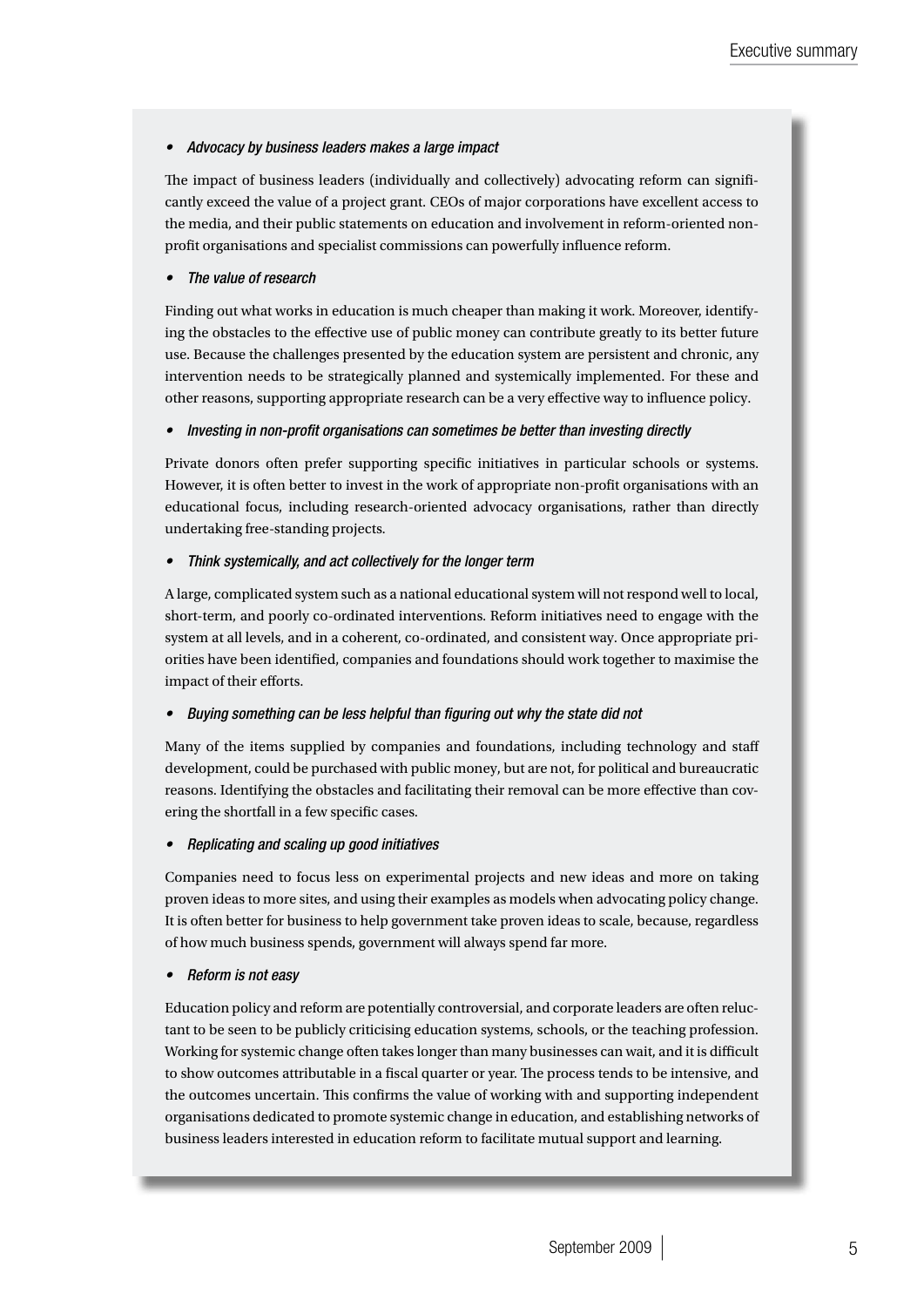- *Advocacy by business leaders makes a large impact*

The impact of business leaders (individually and collectively) advocating reform can significantly exceed the value of a project grant. CEOs of major corporations have excellent access to the media, and their public statements on education and involvement in reform-oriented non-profit organisations and specialist commissions can powerfully influence reform.

- *The value of research*

Finding out what works in education is much cheaper than making it work. Moreover, identifying the obstacles to the effective use of public money can contribute greatly to its better future use. Because the challenges presented by the education system are persistent and chronic, any intervention needs to be strategically planned and systemically implemented. For these and other reasons, supporting appropriate research can be a very effective way to influence policy.

- *Investing in non-profit organisations can sometimes be better than investing directly*

Private donors often prefer supporting specific initiatives in particular schools or systems. However, it is often better to invest in the work of appropriate non-profit organisations with an educational focus, including research-oriented advocacy organisations, rather than directly undertaking free-standing projects.

- *Think systemically, and act collectively for the longer term*

A large, complicated system such as a national educational system will not respond well to local, short-term, and poorly co-ordinated interventions. Reform initiatives need to engage with the system at all levels, and in a coherent, co-ordinated, and consistent way. Once appropriate priorities have been identified, companies and foundations should work together to maximise the impact of their efforts.

- *Buying something can be less helpful than figuring out why the state did not*

Many of the items supplied by companies and foundations, including technology and staff development, could be purchased with public money, but are not, for political and bureaucratic reasons. Identifying the obstacles and facilitating their removal can be more effective than covering the shortfall in a few specific cases.

- *Replicating and scaling up good initiatives*

Companies need to focus less on experimental projects and new ideas and more on taking proven ideas to more sites, and using their examples as models when advocating policy change. It is often better for business to help government take proven ideas to scale, because, regardless of how much business spends, government will always spend far more.

- *Reform is not easy*

Education policy and reform are potentially controversial, and corporate leaders are often reluctant to be seen to be publicly criticising education systems, schools, or the teaching profession. Working for systemic change often takes longer than many businesses can wait, and it is difficult to show outcomes attributable in a fiscal quarter or year. The process tends to be intensive, and the outcomes uncertain. This confirms the value of working with and supporting independent organisations dedicated to promote systemic change in education, and establishing networks of business leaders interested in education reform to facilitate mutual support and learning.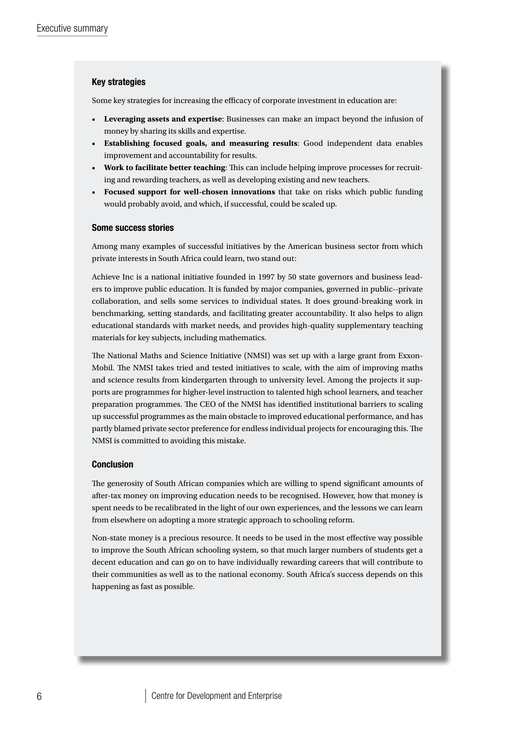### Key strategies

Some key strategies for increasing the efficacy of corporate investment in education are:

- **Leveraging assets and expertise**: Businesses can make an impact beyond the infusion of money by sharing its skills and expertise.
- **Establishing focused goals, and measuring results**: Good independent data enables improvement and accountability for results.
- **Work to facilitate better teaching**: This can include helping improve processes for recruiting and rewarding teachers, as well as developing existing and new teachers.
- **Focused support for well-chosen innovations** that take on risks which public funding would probably avoid, and which, if successful, could be scaled up.

### Some success stories

Among many examples of successful initiatives by the American business sector from which private interests in South Africa could learn, two stand out:

Achieve Inc is a national initiative founded in 1997 by 50 state governors and business leaders to improve public education. It is funded by major companies, governed in public--private collaboration, and sells some services to individual states. It does ground-breaking work in benchmarking, setting standards, and facilitating greater accountability. It also helps to align educational standards with market needs, and provides high-quality supplementary teaching materials for key subjects, including mathematics.

The National Maths and Science Initiative (NMSI) was set up with a large grant from Exxon-Mobil. The NMSI takes tried and tested initiatives to scale, with the aim of improving maths and science results from kindergarten through to university level. Among the projects it supports are programmes for higher-level instruction to talented high school learners, and teacher preparation programmes. The CEO of the NMSI has identified institutional barriers to scaling up successful programmes as the main obstacle to improved educational performance, and has partly blamed private sector preference for endless individual projects for encouraging this. The NMSI is committed to avoiding this mistake.

### Conclusion

The generosity of South African companies which are willing to spend significant amounts of after-tax money on improving education needs to be recognised. However, how that money is spent needs to be recalibrated in the light of our own experiences, and the lessons we can learn from elsewhere on adopting a more strategic approach to schooling reform.

Non-state money is a precious resource. It needs to be used in the most effective way possible to improve the South African schooling system, so that much larger numbers of students get a decent education and can go on to have individually rewarding careers that will contribute to their communities as well as to the national economy. South Africa's success depends on this happening as fast as possible.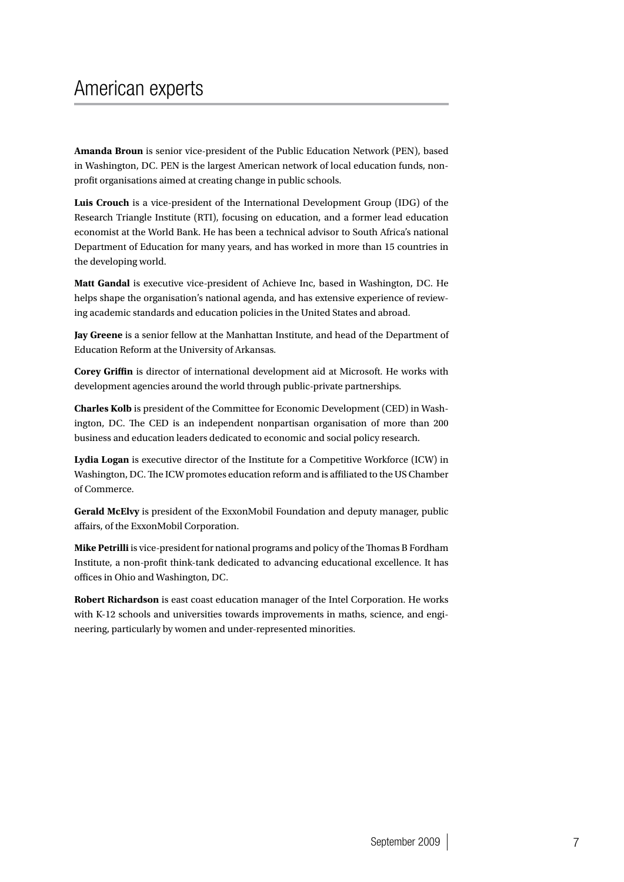# American experts

**Amanda Broun** is senior vice-president of the Public Education Network (PEN), based in Washington, DC. PEN is the largest American network of local education funds, non-profit organisations aimed at creating change in public schools.

**Luis Crouch** is a vice-president of the International Development Group (IDG) of the Research Triangle Institute (RTI), focusing on education, and a former lead education economist at the World Bank. He has been a technical advisor to South Africa's national Department of Education for many years, and has worked in more than 15 countries in the developing world.

**Matt Gandal** is executive vice-president of Achieve Inc, based in Washington, DC. He helps shape the organisation's national agenda, and has extensive experience of reviewing academic standards and education policies in the United States and abroad.

**Jay Greene** is a senior fellow at the Manhattan Institute, and head of the Department of Education Reform at the University of Arkansas.

**Corey Griffin** is director of international development aid at Microsoft. He works with development agencies around the world through public-private partnerships.

**Charles Kolb** is president of the Committee for Economic Development (CED) in Washington, DC. The CED is an independent nonpartisan organisation of more than 200 business and education leaders dedicated to economic and social policy research.

**Lydia Logan** is executive director of the Institute for a Competitive Workforce (ICW) in Washington, DC. The ICW promotes education reform and is affiliated to the US Chamber of Commerce.

**Gerald McElvy** is president of the ExxonMobil Foundation and deputy manager, public affairs, of the ExxonMobil Corporation.

**Mike Petrilli** is vice-president for national programs and policy of the Thomas B Fordham Institute, a non-profit think-tank dedicated to advancing educational excellence. It has offices in Ohio and Washington, DC.

**Robert Richardson** is east coast education manager of the Intel Corporation. He works with K-12 schools and universities towards improvements in maths, science, and engineering, particularly by women and under-represented minorities.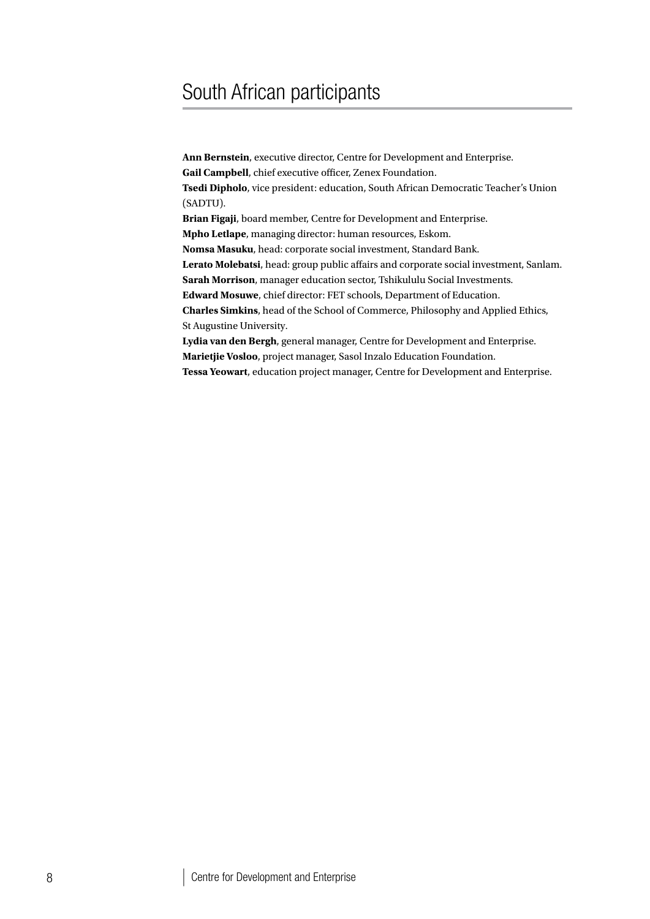# South African participants

**Ann Bernstein**, executive director, Centre for Development and Enterprise.
**Gail Campbell**, chief executive officer, Zenex Foundation.
**Tsedi Dipholo**, vice president: education, South African Democratic Teacher's Union (SADTU).
**Brian Figaji**, board member, Centre for Development and Enterprise.
**Mpho Letlape**, managing director: human resources, Eskom.
**Nomsa Masuku**, head: corporate social investment, Standard Bank.
**Lerato Molebatsi**, head: group public affairs and corporate social investment, Sanlam.
**Sarah Morrison**, manager education sector, Tshikululu Social Investments.
**Edward Mosuwe**, chief director: FET schools, Department of Education.
**Charles Simkins**, head of the School of Commerce, Philosophy and Applied Ethics, St Augustine University.
**Lydia van den Bergh**, general manager, Centre for Development and Enterprise.
**Marietjie Vosloo**, project manager, Sasol Inzalo Education Foundation.
**Tessa Yeowart**, education project manager, Centre for Development and Enterprise.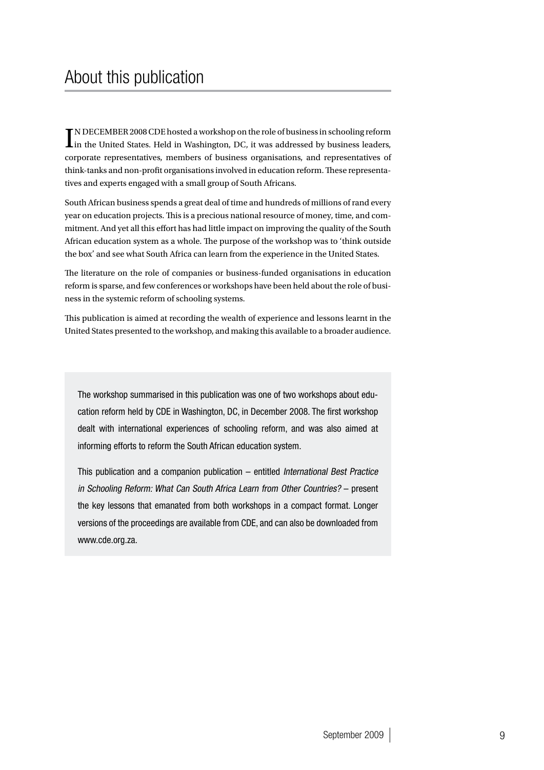# About this publication

IN DECEMBER 2008 CDE hosted a workshop on the role of business in schooling reform in the United States. Held in Washington, DC, it was addressed by business leaders, corporate representatives, members of business organisations, and representatives of think-tanks and non-profit organisations involved in education reform. These representatives and experts engaged with a small group of South Africans.

South African business spends a great deal of time and hundreds of millions of rand every year on education projects. This is a precious national resource of money, time, and commitment. And yet all this effort has had little impact on improving the quality of the South African education system as a whole. The purpose of the workshop was to 'think outside the box' and see what South Africa can learn from the experience in the United States.

The literature on the role of companies or business-funded organisations in education reform is sparse, and few conferences or workshops have been held about the role of business in the systemic reform of schooling systems.

This publication is aimed at recording the wealth of experience and lessons learnt in the United States presented to the workshop, and making this available to a broader audience.

The workshop summarised in this publication was one of two workshops about education reform held by CDE in Washington, DC, in December 2008. The first workshop dealt with international experiences of schooling reform, and was also aimed at informing efforts to reform the South African education system.

This publication and a companion publication – entitled *International Best Practice in Schooling Reform: What Can South Africa Learn from Other Countries?* – present the key lessons that emanated from both workshops in a compact format. Longer versions of the proceedings are available from CDE, and can also be downloaded from www.cde.org.za.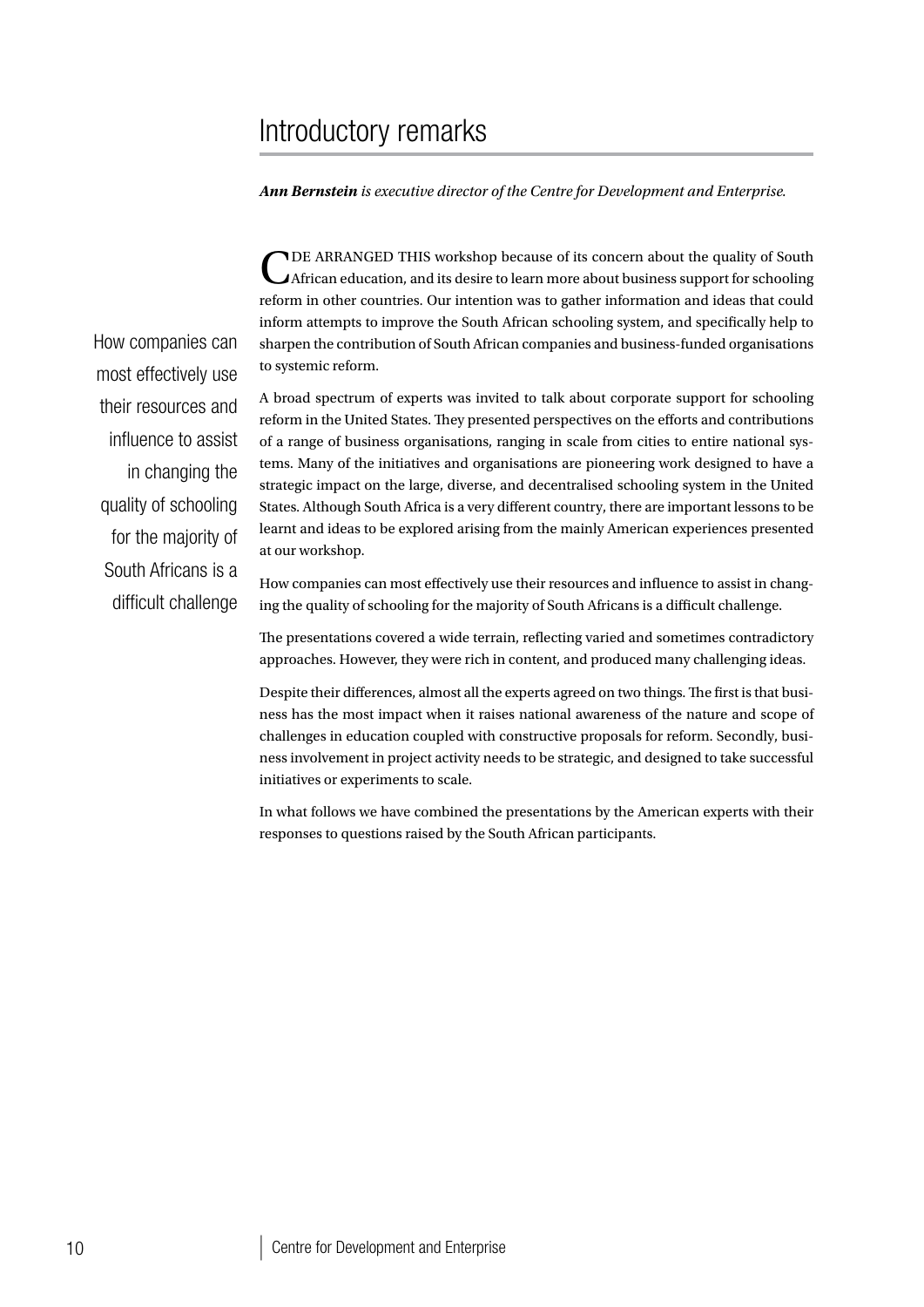# Introductory remarks

***Ann Bernstein** is executive director of the Centre for Development and Enterprise.*

CDE ARRANGED THIS workshop because of its concern about the quality of South African education, and its desire to learn more about business support for schooling reform in other countries. Our intention was to gather information and ideas that could inform attempts to improve the South African schooling system, and specifically help to sharpen the contribution of South African companies and business-funded organisations to systemic reform.

> How companies can most effectively use their resources and influence to assist in changing the quality of schooling for the majority of South Africans is a difficult challenge

A broad spectrum of experts was invited to talk about corporate support for schooling reform in the United States. They presented perspectives on the efforts and contributions of a range of business organisations, ranging in scale from cities to entire national systems. Many of the initiatives and organisations are pioneering work designed to have a strategic impact on the large, diverse, and decentralised schooling system in the United States. Although South Africa is a very different country, there are important lessons to be learnt and ideas to be explored arising from the mainly American experiences presented at our workshop.

How companies can most effectively use their resources and influence to assist in changing the quality of schooling for the majority of South Africans is a difficult challenge.

The presentations covered a wide terrain, reflecting varied and sometimes contradictory approaches. However, they were rich in content, and produced many challenging ideas.

Despite their differences, almost all the experts agreed on two things. The first is that business has the most impact when it raises national awareness of the nature and scope of challenges in education coupled with constructive proposals for reform. Secondly, business involvement in project activity needs to be strategic, and designed to take successful initiatives or experiments to scale.

In what follows we have combined the presentations by the American experts with their responses to questions raised by the South African participants.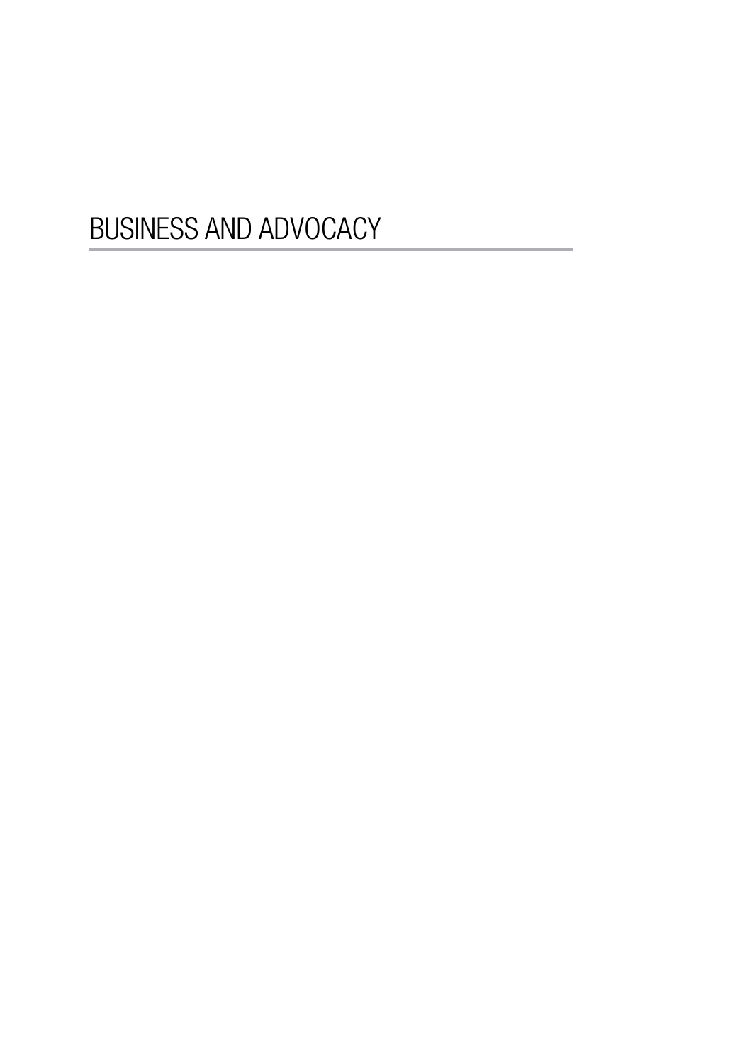# BUSINESS AND ADVOCACY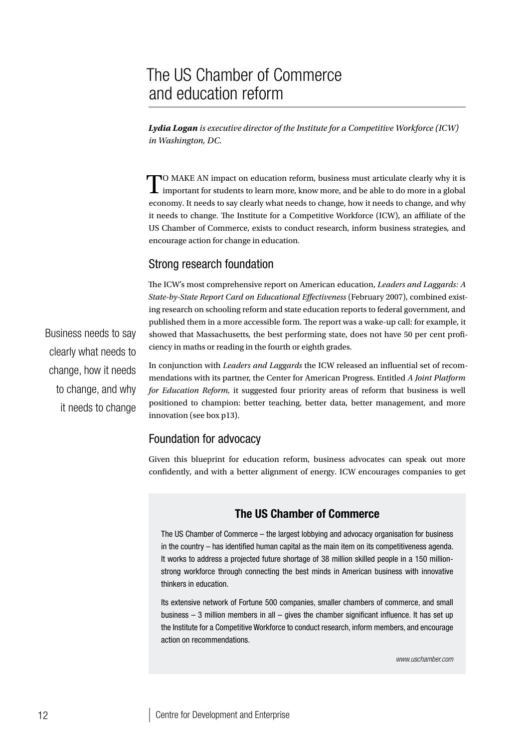# The US Chamber of Commerce and education reform

***Lydia Logan** is executive director of the Institute for a Competitive Workforce (ICW) in Washington, DC.*

TO MAKE AN impact on education reform, business must articulate clearly why it is important for students to learn more, know more, and be able to do more in a global economy. It needs to say clearly what needs to change, how it needs to change, and why it needs to change. The Institute for a Competitive Workforce (ICW), an affiliate of the US Chamber of Commerce, exists to conduct research, inform business strategies, and encourage action for change in education.

## Strong research foundation

The ICW's most comprehensive report on American education, *Leaders and Laggards: A State-by-State Report Card on Educational Effectiveness* (February 2007), combined existing research on schooling reform and state education reports to federal government, and published them in a more accessible form. The report was a wake-up call: for example, it showed that Massachusetts, the best performing state, does not have 50 per cent proficiency in maths or reading in the fourth or eighth grades.

> Business needs to say clearly what needs to change, how it needs to change, and why it needs to change

In conjunction with *Leaders and Laggards* the ICW released an influential set of recommendations with its partner, the Center for American Progress. Entitled *A Joint Platform for Education Reform,* it suggested four priority areas of reform that business is well positioned to champion: better teaching, better data, better management, and more innovation (see box p13).

## Foundation for advocacy

Given this blueprint for education reform, business advocates can speak out more confidently, and with a better alignment of energy. ICW encourages companies to get

### The US Chamber of Commerce

The US Chamber of Commerce – the largest lobbying and advocacy organisation for business in the country – has identified human capital as the main item on its competitiveness agenda. It works to address a projected future shortage of 38 million skilled people in a 150 million-strong workforce through connecting the best minds in American business with innovative thinkers in education.

Its extensive network of Fortune 500 companies, smaller chambers of commerce, and small business – 3 million members in all – gives the chamber significant influence. It has set up the Institute for a Competitive Workforce to conduct research, inform members, and encourage action on recommendations.

*www.uschamber.com*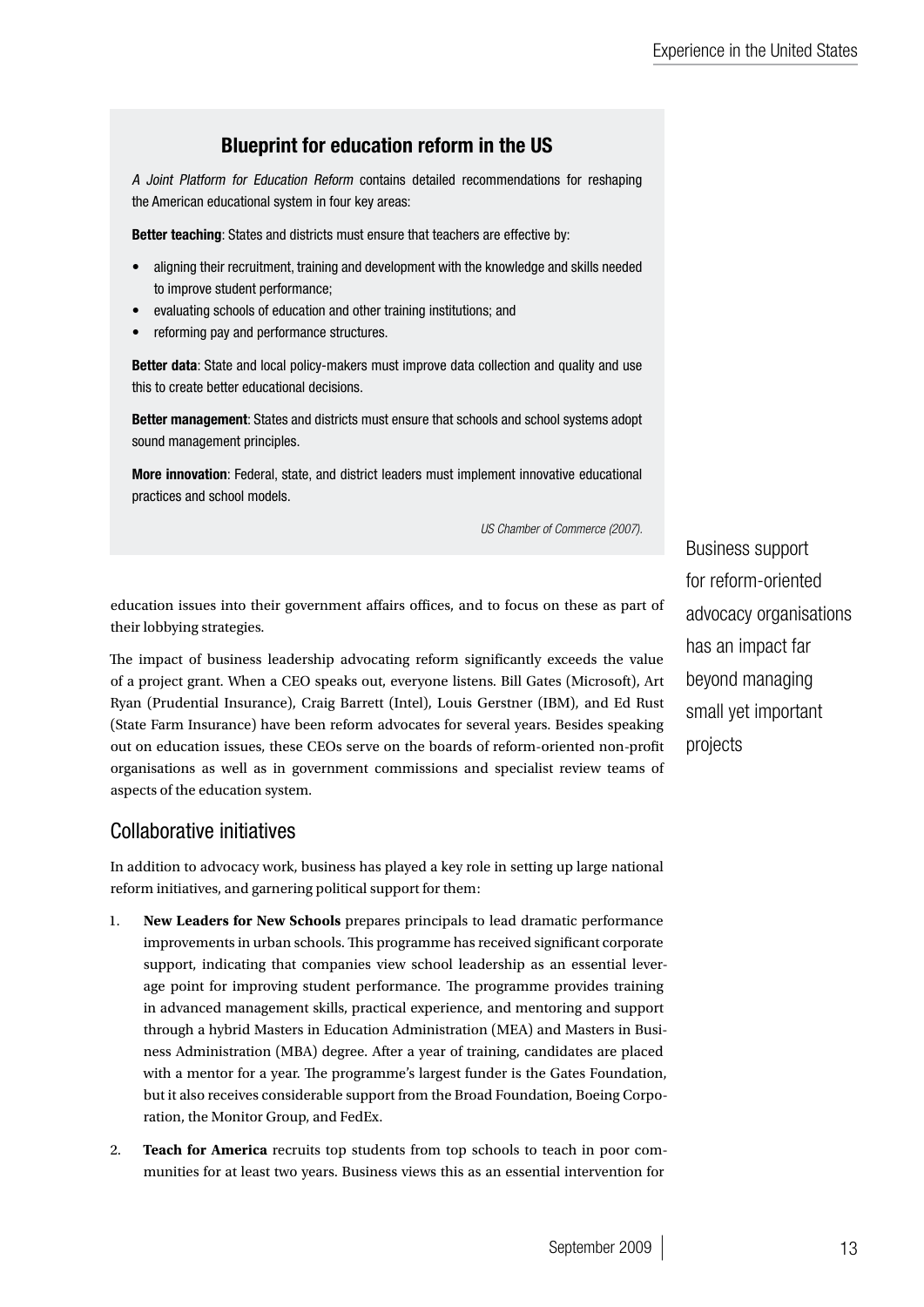### Blueprint for education reform in the US

*A Joint Platform for Education Reform* contains detailed recommendations for reshaping the American educational system in four key areas:

**Better teaching**: States and districts must ensure that teachers are effective by:

- aligning their recruitment, training and development with the knowledge and skills needed to improve student performance;
- evaluating schools of education and other training institutions; and
- reforming pay and performance structures.

**Better data**: State and local policy-makers must improve data collection and quality and use this to create better educational decisions.

**Better management**: States and districts must ensure that schools and school systems adopt sound management principles.

**More innovation**: Federal, state, and district leaders must implement innovative educational practices and school models.

*US Chamber of Commerce (2007).*

education issues into their government affairs offices, and to focus on these as part of their lobbying strategies.

The impact of business leadership advocating reform significantly exceeds the value of a project grant. When a CEO speaks out, everyone listens. Bill Gates (Microsoft), Art Ryan (Prudential Insurance), Craig Barrett (Intel), Louis Gerstner (IBM), and Ed Rust (State Farm Insurance) have been reform advocates for several years. Besides speaking out on education issues, these CEOs serve on the boards of reform-oriented non-profit organisations as well as in government commissions and specialist review teams of aspects of the education system.

Business support for reform-oriented advocacy organisations has an impact far beyond managing small yet important projects

## Collaborative initiatives

In addition to advocacy work, business has played a key role in setting up large national reform initiatives, and garnering political support for them:

1. **New Leaders for New Schools** prepares principals to lead dramatic performance improvements in urban schools. This programme has received significant corporate support, indicating that companies view school leadership as an essential leverage point for improving student performance. The programme provides training in advanced management skills, practical experience, and mentoring and support through a hybrid Masters in Education Administration (MEA) and Masters in Business Administration (MBA) degree. After a year of training, candidates are placed with a mentor for a year. The programme's largest funder is the Gates Foundation, but it also receives considerable support from the Broad Foundation, Boeing Corporation, the Monitor Group, and FedEx.
2. **Teach for America** recruits top students from top schools to teach in poor communities for at least two years. Business views this as an essential intervention for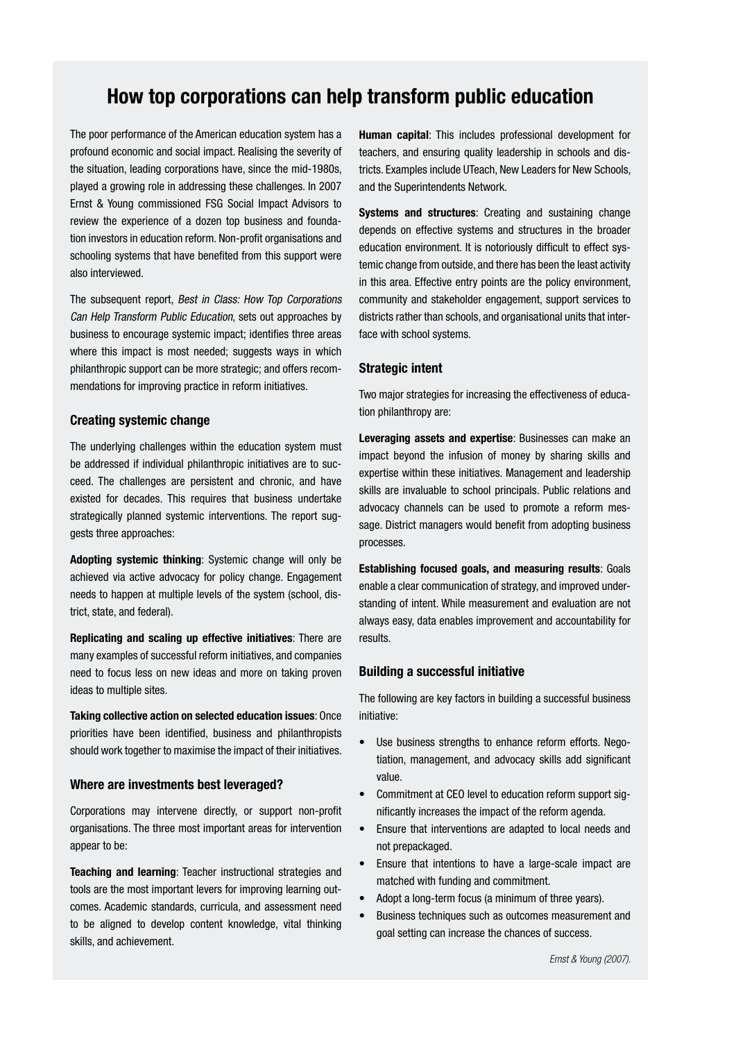# How top corporations can help transform public education

The poor performance of the American education system has a profound economic and social impact. Realising the severity of the situation, leading corporations have, since the mid-1980s, played a growing role in addressing these challenges. In 2007 Ernst & Young commissioned FSG Social Impact Advisors to review the experience of a dozen top business and foundation investors in education reform. Non-profit organisations and schooling systems that have benefited from this support were also interviewed.

The subsequent report, *Best in Class: How Top Corporations Can Help Transform Public Education*, sets out approaches by business to encourage systemic impact; identifies three areas where this impact is most needed; suggests ways in which philanthropic support can be more strategic; and offers recommendations for improving practice in reform initiatives.

### Creating systemic change

The underlying challenges within the education system must be addressed if individual philanthropic initiatives are to succeed. The challenges are persistent and chronic, and have existed for decades. This requires that business undertake strategically planned systemic interventions. The report suggests three approaches:

**Adopting systemic thinking**: Systemic change will only be achieved via active advocacy for policy change. Engagement needs to happen at multiple levels of the system (school, district, state, and federal).

**Replicating and scaling up effective initiatives**: There are many examples of successful reform initiatives, and companies need to focus less on new ideas and more on taking proven ideas to multiple sites.

**Taking collective action on selected education issues**: Once priorities have been identified, business and philanthropists should work together to maximise the impact of their initiatives.

### Where are investments best leveraged?

Corporations may intervene directly, or support non-profit organisations. The three most important areas for intervention appear to be:

**Teaching and learning**: Teacher instructional strategies and tools are the most important levers for improving learning outcomes. Academic standards, curricula, and assessment need to be aligned to develop content knowledge, vital thinking skills, and achievement.

**Human capital**: This includes professional development for teachers, and ensuring quality leadership in schools and districts. Examples include UTeach, New Leaders for New Schools, and the Superintendents Network.

**Systems and structures**: Creating and sustaining change depends on effective systems and structures in the broader education environment. It is notoriously difficult to effect systemic change from outside, and there has been the least activity in this area. Effective entry points are the policy environment, community and stakeholder engagement, support services to districts rather than schools, and organisational units that interface with school systems.

### Strategic intent

Two major strategies for increasing the effectiveness of education philanthropy are:

**Leveraging assets and expertise**: Businesses can make an impact beyond the infusion of money by sharing skills and expertise within these initiatives. Management and leadership skills are invaluable to school principals. Public relations and advocacy channels can be used to promote a reform message. District managers would benefit from adopting business processes.

**Establishing focused goals, and measuring results**: Goals enable a clear communication of strategy, and improved understanding of intent. While measurement and evaluation are not always easy, data enables improvement and accountability for results.

### Building a successful initiative

The following are key factors in building a successful business initiative:

- Use business strengths to enhance reform efforts. Negotiation, management, and advocacy skills add significant value.
- Commitment at CEO level to education reform support significantly increases the impact of the reform agenda.
- Ensure that interventions are adapted to local needs and not prepackaged.
- Ensure that intentions to have a large-scale impact are matched with funding and commitment.
- Adopt a long-term focus (a minimum of three years).
- Business techniques such as outcomes measurement and goal setting can increase the chances of success.

*Ernst & Young (2007).*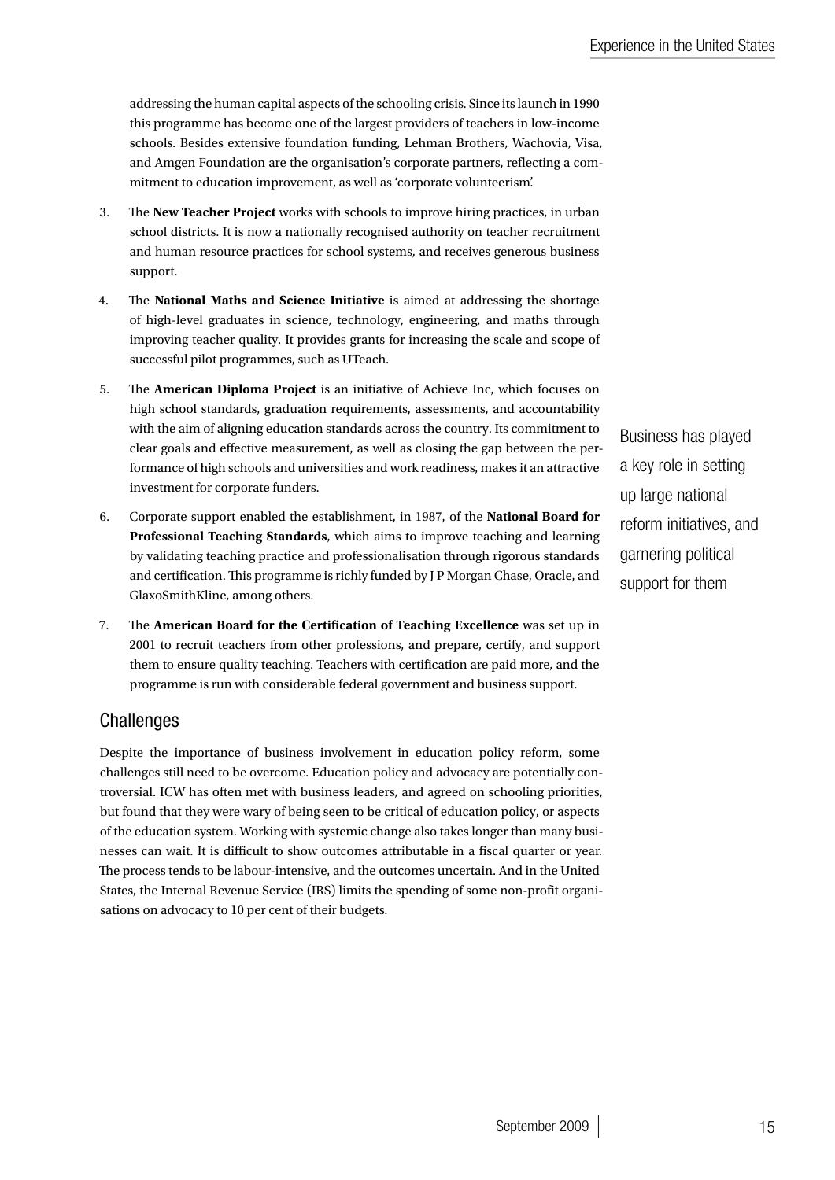addressing the human capital aspects of the schooling crisis. Since its launch in 1990 this programme has become one of the largest providers of teachers in low-income schools. Besides extensive foundation funding, Lehman Brothers, Wachovia, Visa, and Amgen Foundation are the organisation's corporate partners, reflecting a commitment to education improvement, as well as 'corporate volunteerism'.

3. The **New Teacher Project** works with schools to improve hiring practices, in urban school districts. It is now a nationally recognised authority on teacher recruitment and human resource practices for school systems, and receives generous business support.

4. The **National Maths and Science Initiative** is aimed at addressing the shortage of high-level graduates in science, technology, engineering, and maths through improving teacher quality. It provides grants for increasing the scale and scope of successful pilot programmes, such as UTeach.

5. The **American Diploma Project** is an initiative of Achieve Inc, which focuses on high school standards, graduation requirements, assessments, and accountability with the aim of aligning education standards across the country. Its commitment to clear goals and effective measurement, as well as closing the gap between the performance of high schools and universities and work readiness, makes it an attractive investment for corporate funders.

6. Corporate support enabled the establishment, in 1987, of the **National Board for Professional Teaching Standards**, which aims to improve teaching and learning by validating teaching practice and professionalisation through rigorous standards and certification. This programme is richly funded by J P Morgan Chase, Oracle, and GlaxoSmithKline, among others.

7. The **American Board for the Certification of Teaching Excellence** was set up in 2001 to recruit teachers from other professions, and prepare, certify, and support them to ensure quality teaching. Teachers with certification are paid more, and the programme is run with considerable federal government and business support.

Business has played a key role in setting up large national reform initiatives, and garnering political support for them

## Challenges

Despite the importance of business involvement in education policy reform, some challenges still need to be overcome. Education policy and advocacy are potentially controversial. ICW has often met with business leaders, and agreed on schooling priorities, but found that they were wary of being seen to be critical of education policy, or aspects of the education system. Working with systemic change also takes longer than many businesses can wait. It is difficult to show outcomes attributable in a fiscal quarter or year. The process tends to be labour-intensive, and the outcomes uncertain. And in the United States, the Internal Revenue Service (IRS) limits the spending of some non-profit organisations on advocacy to 10 per cent of their budgets.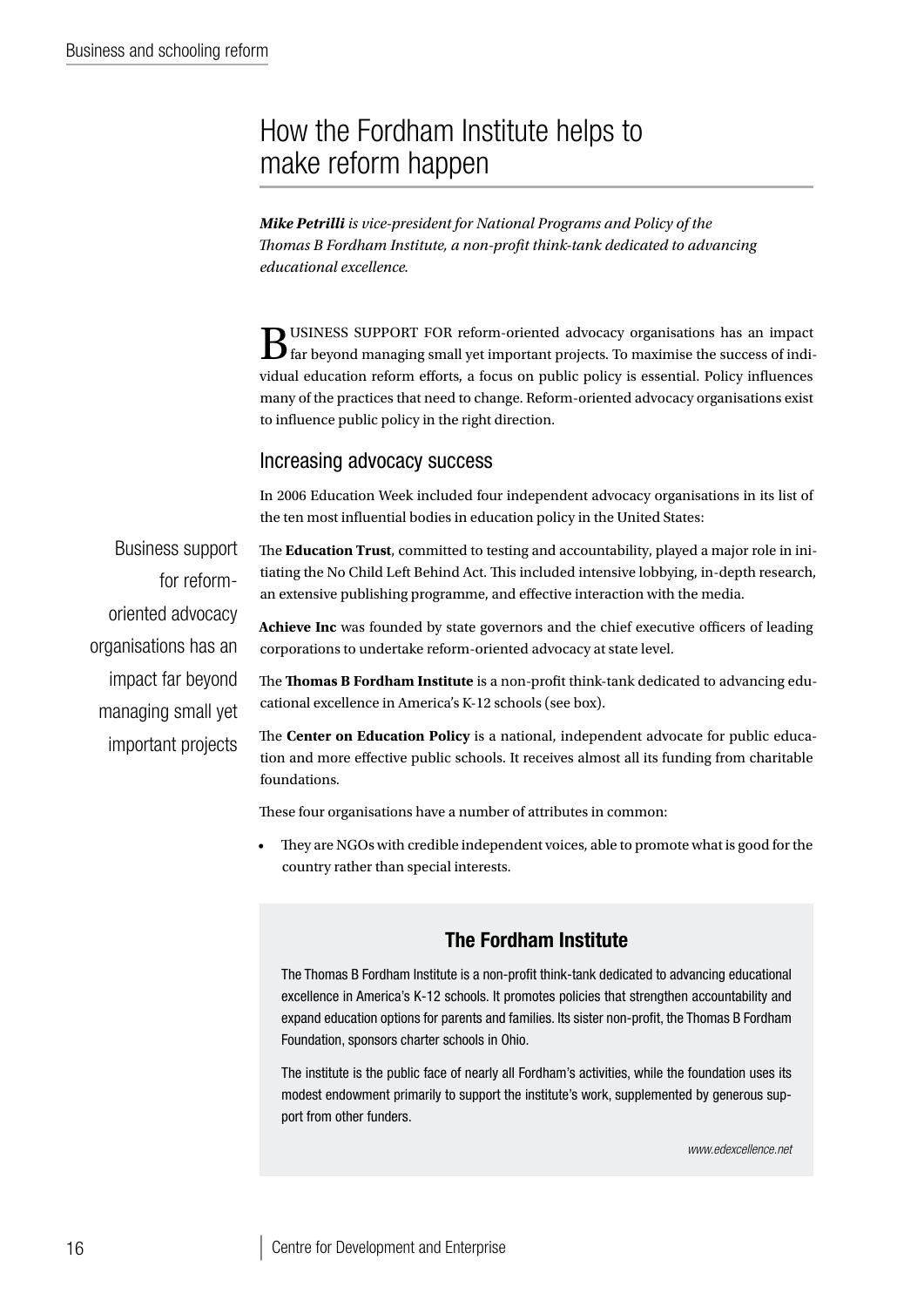# How the Fordham Institute helps to make reform happen

***Mike Petrilli** is vice-president for National Programs and Policy of the Thomas B Fordham Institute, a non-profit think-tank dedicated to advancing educational excellence.*

BUSINESS SUPPORT FOR reform-oriented advocacy organisations has an impact far beyond managing small yet important projects. To maximise the success of individual education reform efforts, a focus on public policy is essential. Policy influences many of the practices that need to change. Reform-oriented advocacy organisations exist to influence public policy in the right direction.

## Increasing advocacy success

In 2006 Education Week included four independent advocacy organisations in its list of the ten most influential bodies in education policy in the United States:

> Business support for reform-oriented advocacy organisations has an impact far beyond managing small yet important projects

The **Education Trust**, committed to testing and accountability, played a major role in initiating the No Child Left Behind Act. This included intensive lobbying, in-depth research, an extensive publishing programme, and effective interaction with the media.

**Achieve Inc** was founded by state governors and the chief executive officers of leading corporations to undertake reform-oriented advocacy at state level.

The **Thomas B Fordham Institute** is a non-profit think-tank dedicated to advancing educational excellence in America's K-12 schools (see box).

The **Center on Education Policy** is a national, independent advocate for public education and more effective public schools. It receives almost all its funding from charitable foundations.

These four organisations have a number of attributes in common:

- They are NGOs with credible independent voices, able to promote what is good for the country rather than special interests.

### The Fordham Institute

The Thomas B Fordham Institute is a non-profit think-tank dedicated to advancing educational excellence in America's K-12 schools. It promotes policies that strengthen accountability and expand education options for parents and families. Its sister non-profit, the Thomas B Fordham Foundation, sponsors charter schools in Ohio.

The institute is the public face of nearly all Fordham's activities, while the foundation uses its modest endowment primarily to support the institute's work, supplemented by generous support from other funders.

*www.edexcellence.net*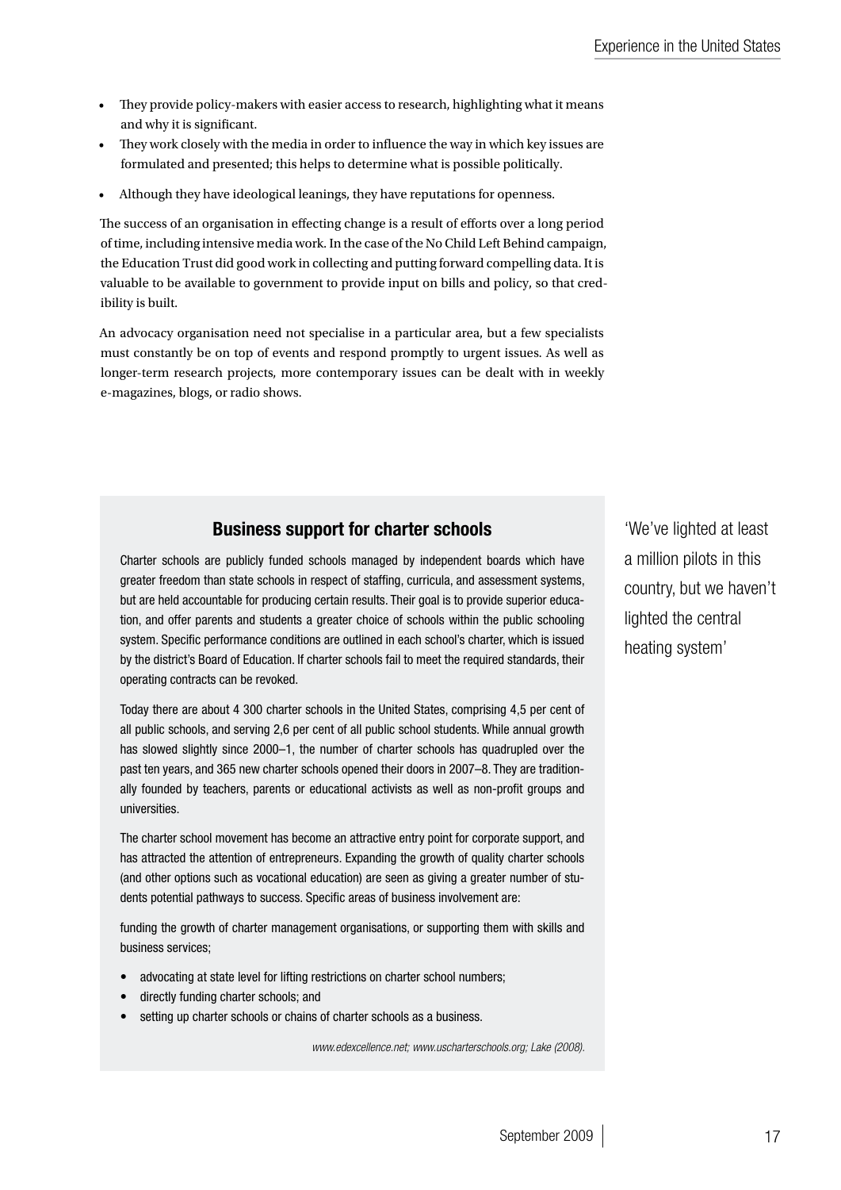- They provide policy-makers with easier access to research, highlighting what it means and why it is significant.
- They work closely with the media in order to influence the way in which key issues are formulated and presented; this helps to determine what is possible politically.
- Although they have ideological leanings, they have reputations for openness.

The success of an organisation in effecting change is a result of efforts over a long period of time, including intensive media work. In the case of the No Child Left Behind campaign, the Education Trust did good work in collecting and putting forward compelling data. It is valuable to be available to government to provide input on bills and policy, so that credibility is built.

An advocacy organisation need not specialise in a particular area, but a few specialists must constantly be on top of events and respond promptly to urgent issues. As well as longer-term research projects, more contemporary issues can be dealt with in weekly e-magazines, blogs, or radio shows.

### Business support for charter schools

Charter schools are publicly funded schools managed by independent boards which have greater freedom than state schools in respect of staffing, curricula, and assessment systems, but are held accountable for producing certain results. Their goal is to provide superior education, and offer parents and students a greater choice of schools within the public schooling system. Specific performance conditions are outlined in each school's charter, which is issued by the district's Board of Education. If charter schools fail to meet the required standards, their operating contracts can be revoked.

Today there are about 4 300 charter schools in the United States, comprising 4,5 per cent of all public schools, and serving 2,6 per cent of all public school students. While annual growth has slowed slightly since 2000–1, the number of charter schools has quadrupled over the past ten years, and 365 new charter schools opened their doors in 2007–8. They are traditionally founded by teachers, parents or educational activists as well as non-profit groups and universities.

The charter school movement has become an attractive entry point for corporate support, and has attracted the attention of entrepreneurs. Expanding the growth of quality charter schools (and other options such as vocational education) are seen as giving a greater number of students potential pathways to success. Specific areas of business involvement are:

funding the growth of charter management organisations, or supporting them with skills and business services;

- advocating at state level for lifting restrictions on charter school numbers;
- directly funding charter schools; and
- setting up charter schools or chains of charter schools as a business.

*www.edexcellence.net; www.uscharterschools.org; Lake (2008).*

'We've lighted at least a million pilots in this country, but we haven't lighted the central heating system'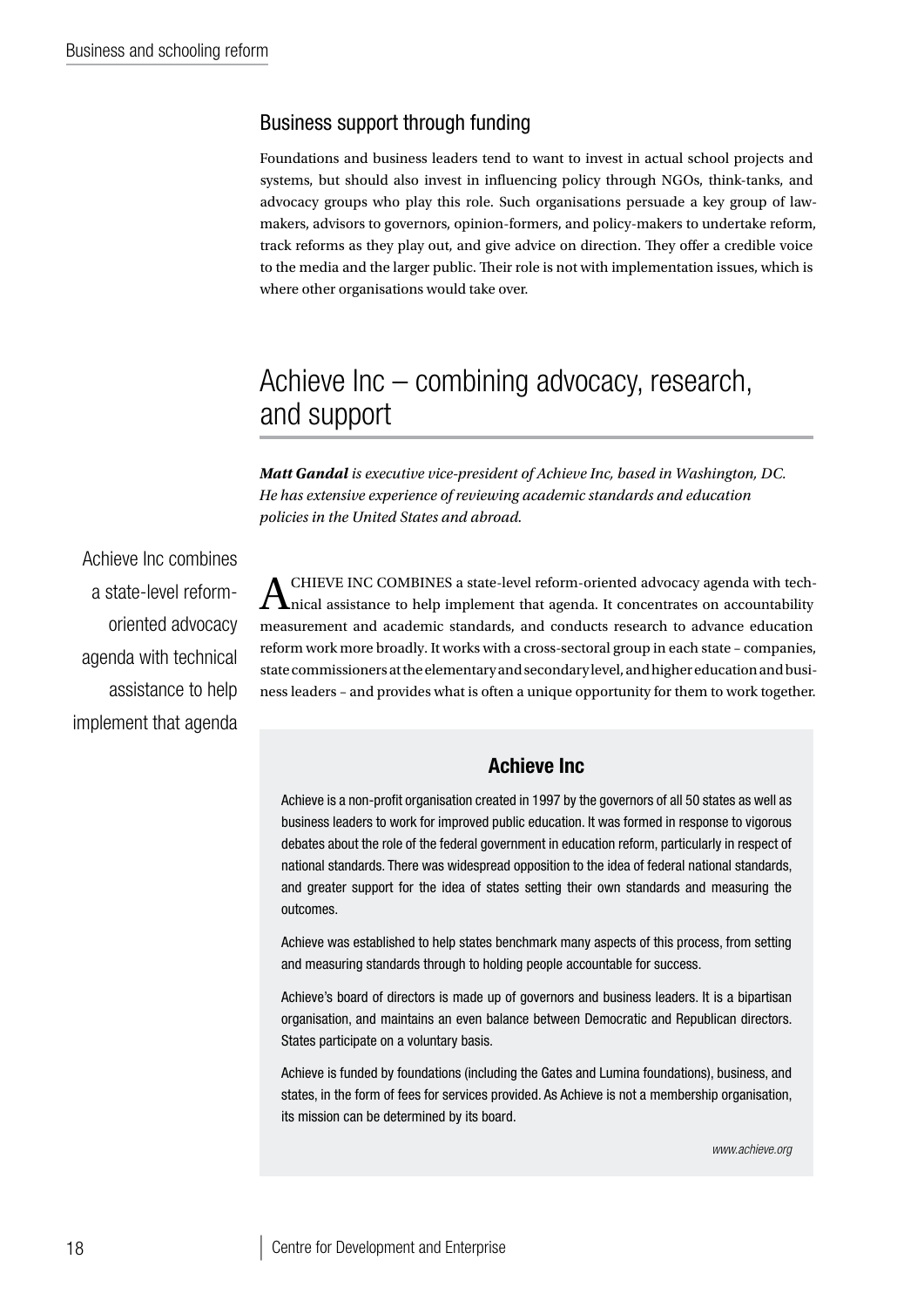### Business support through funding

Foundations and business leaders tend to want to invest in actual school projects and systems, but should also invest in influencing policy through NGOs, think-tanks, and advocacy groups who play this role. Such organisations persuade a key group of lawmakers, advisors to governors, opinion-formers, and policy-makers to undertake reform, track reforms as they play out, and give advice on direction. They offer a credible voice to the media and the larger public. Their role is not with implementation issues, which is where other organisations would take over.

## Achieve Inc – combining advocacy, research, and support

***Matt Gandal*** *is executive vice-president of Achieve Inc, based in Washington, DC. He has extensive experience of reviewing academic standards and education policies in the United States and abroad.*

> Achieve Inc combines a state-level reform-oriented advocacy agenda with technical assistance to help implement that agenda

ACHIEVE INC COMBINES a state-level reform-oriented advocacy agenda with technical assistance to help implement that agenda. It concentrates on accountability measurement and academic standards, and conducts research to advance education reform work more broadly. It works with a cross-sectoral group in each state – companies, state commissioners at the elementary and secondary level, and higher education and business leaders – and provides what is often a unique opportunity for them to work together.

### Achieve Inc

Achieve is a non-profit organisation created in 1997 by the governors of all 50 states as well as business leaders to work for improved public education. It was formed in response to vigorous debates about the role of the federal government in education reform, particularly in respect of national standards. There was widespread opposition to the idea of federal national standards, and greater support for the idea of states setting their own standards and measuring the outcomes.

Achieve was established to help states benchmark many aspects of this process, from setting and measuring standards through to holding people accountable for success.

Achieve's board of directors is made up of governors and business leaders. It is a bipartisan organisation, and maintains an even balance between Democratic and Republican directors. States participate on a voluntary basis.

Achieve is funded by foundations (including the Gates and Lumina foundations), business, and states, in the form of fees for services provided. As Achieve is not a membership organisation, its mission can be determined by its board.

*www.achieve.org*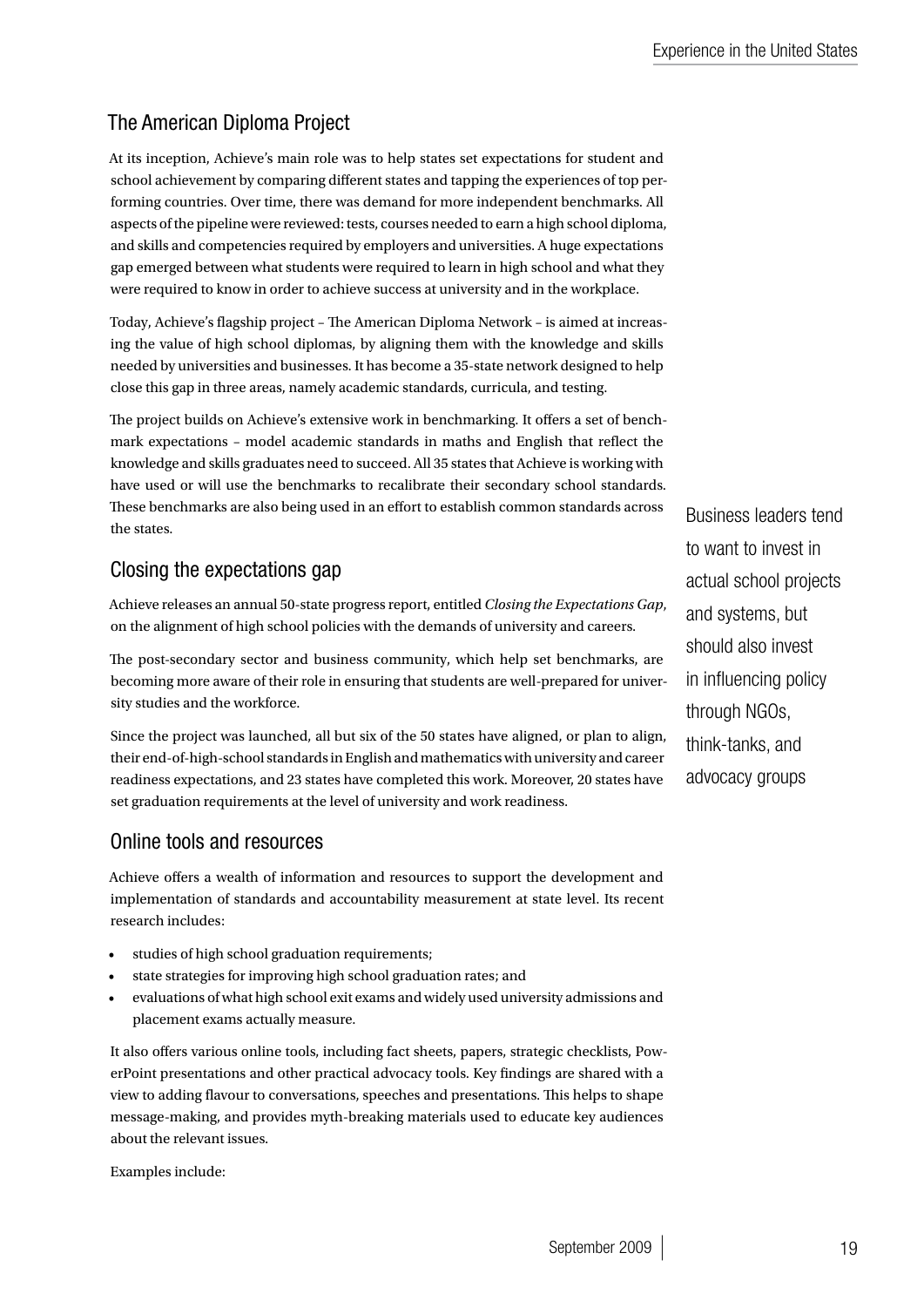## The American Diploma Project

At its inception, Achieve's main role was to help states set expectations for student and school achievement by comparing different states and tapping the experiences of top performing countries. Over time, there was demand for more independent benchmarks. All aspects of the pipeline were reviewed: tests, courses needed to earn a high school diploma, and skills and competencies required by employers and universities. A huge expectations gap emerged between what students were required to learn in high school and what they were required to know in order to achieve success at university and in the workplace.

Today, Achieve's flagship project – The American Diploma Network – is aimed at increasing the value of high school diplomas, by aligning them with the knowledge and skills needed by universities and businesses. It has become a 35-state network designed to help close this gap in three areas, namely academic standards, curricula, and testing.

The project builds on Achieve's extensive work in benchmarking. It offers a set of benchmark expectations – model academic standards in maths and English that reflect the knowledge and skills graduates need to succeed. All 35 states that Achieve is working with have used or will use the benchmarks to recalibrate their secondary school standards. These benchmarks are also being used in an effort to establish common standards across the states.

Business leaders tend to want to invest in actual school projects and systems, but should also invest in influencing policy through NGOs, think-tanks, and advocacy groups

## Closing the expectations gap

Achieve releases an annual 50-state progress report, entitled *Closing the Expectations Gap*, on the alignment of high school policies with the demands of university and careers.

The post-secondary sector and business community, which help set benchmarks, are becoming more aware of their role in ensuring that students are well-prepared for university studies and the workforce.

Since the project was launched, all but six of the 50 states have aligned, or plan to align, their end-of-high-school standards in English and mathematics with university and career readiness expectations, and 23 states have completed this work. Moreover, 20 states have set graduation requirements at the level of university and work readiness.

## Online tools and resources

Achieve offers a wealth of information and resources to support the development and implementation of standards and accountability measurement at state level. Its recent research includes:

- studies of high school graduation requirements;
- state strategies for improving high school graduation rates; and
- evaluations of what high school exit exams and widely used university admissions and placement exams actually measure.

It also offers various online tools, including fact sheets, papers, strategic checklists, PowerPoint presentations and other practical advocacy tools. Key findings are shared with a view to adding flavour to conversations, speeches and presentations. This helps to shape message-making, and provides myth-breaking materials used to educate key audiences about the relevant issues.

Examples include: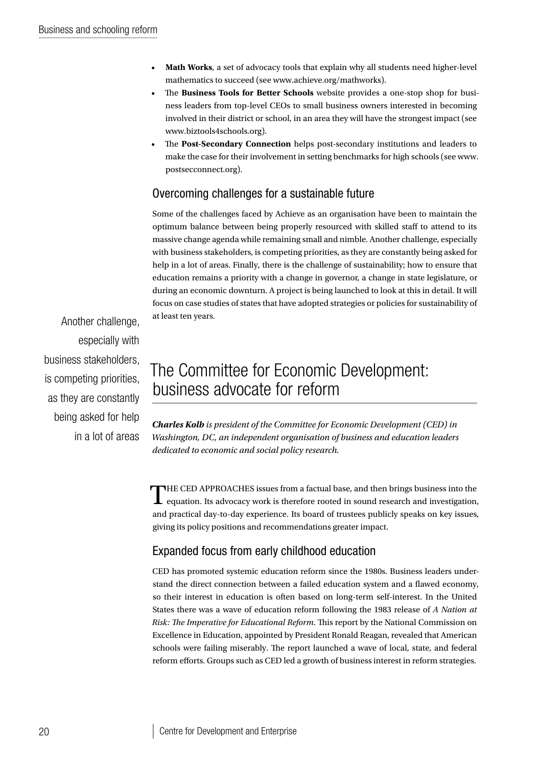- **Math Works**, a set of advocacy tools that explain why all students need higher-level mathematics to succeed (see www.achieve.org/mathworks).
- The **Business Tools for Better Schools** website provides a one-stop shop for business leaders from top-level CEOs to small business owners interested in becoming involved in their district or school, in an area they will have the strongest impact (see www.biztools4schools.org).
- The **Post-Secondary Connection** helps post-secondary institutions and leaders to make the case for their involvement in setting benchmarks for high schools (see www.postsecconnect.org).

### Overcoming challenges for a sustainable future

Some of the challenges faced by Achieve as an organisation have been to maintain the optimum balance between being properly resourced with skilled staff to attend to its massive change agenda while remaining small and nimble. Another challenge, especially with business stakeholders, is competing priorities, as they are constantly being asked for help in a lot of areas. Finally, there is the challenge of sustainability; how to ensure that education remains a priority with a change in governor, a change in state legislature, or during an economic downturn. A project is being launched to look at this in detail. It will focus on case studies of states that have adopted strategies or policies for sustainability of at least ten years.

> Another challenge, especially with business stakeholders, is competing priorities, as they are constantly being asked for help in a lot of areas

## The Committee for Economic Development: business advocate for reform

***Charles Kolb** is president of the Committee for Economic Development (CED) in Washington, DC, an independent organisation of business and education leaders dedicated to economic and social policy research.*

THE CED APPROACHES issues from a factual base, and then brings business into the equation. Its advocacy work is therefore rooted in sound research and investigation, and practical day-to-day experience. Its board of trustees publicly speaks on key issues, giving its policy positions and recommendations greater impact.

### Expanded focus from early childhood education

CED has promoted systemic education reform since the 1980s. Business leaders understand the direct connection between a failed education system and a flawed economy, so their interest in education is often based on long-term self-interest. In the United States there was a wave of education reform following the 1983 release of *A Nation at Risk: The Imperative for Educational Reform*. This report by the National Commission on Excellence in Education, appointed by President Ronald Reagan, revealed that American schools were failing miserably. The report launched a wave of local, state, and federal reform efforts. Groups such as CED led a growth of business interest in reform strategies.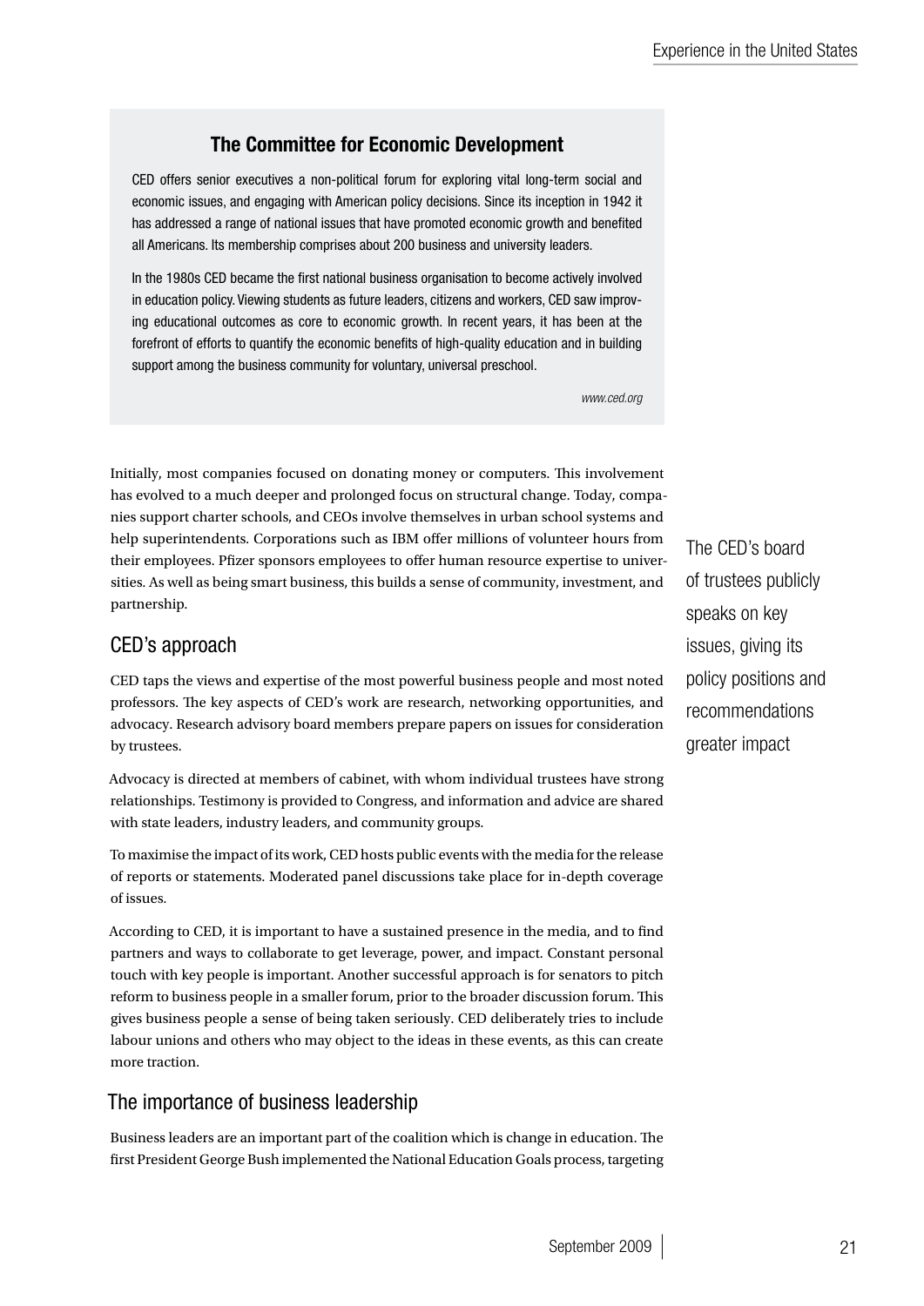### The Committee for Economic Development

CED offers senior executives a non-political forum for exploring vital long-term social and economic issues, and engaging with American policy decisions. Since its inception in 1942 it has addressed a range of national issues that have promoted economic growth and benefited all Americans. Its membership comprises about 200 business and university leaders.

In the 1980s CED became the first national business organisation to become actively involved in education policy. Viewing students as future leaders, citizens and workers, CED saw improving educational outcomes as core to economic growth. In recent years, it has been at the forefront of efforts to quantify the economic benefits of high-quality education and in building support among the business community for voluntary, universal preschool.

*www.ced.org*

Initially, most companies focused on donating money or computers. This involvement has evolved to a much deeper and prolonged focus on structural change. Today, companies support charter schools, and CEOs involve themselves in urban school systems and help superintendents. Corporations such as IBM offer millions of volunteer hours from their employees. Pfizer sponsors employees to offer human resource expertise to universities. As well as being smart business, this builds a sense of community, investment, and partnership.

## CED's approach

CED taps the views and expertise of the most powerful business people and most noted professors. The key aspects of CED's work are research, networking opportunities, and advocacy. Research advisory board members prepare papers on issues for consideration by trustees.

Advocacy is directed at members of cabinet, with whom individual trustees have strong relationships. Testimony is provided to Congress, and information and advice are shared with state leaders, industry leaders, and community groups.

> The CED's board of trustees publicly speaks on key issues, giving its policy positions and recommendations greater impact

To maximise the impact of its work, CED hosts public events with the media for the release of reports or statements. Moderated panel discussions take place for in-depth coverage of issues.

According to CED, it is important to have a sustained presence in the media, and to find partners and ways to collaborate to get leverage, power, and impact. Constant personal touch with key people is important. Another successful approach is for senators to pitch reform to business people in a smaller forum, prior to the broader discussion forum. This gives business people a sense of being taken seriously. CED deliberately tries to include labour unions and others who may object to the ideas in these events, as this can create more traction.

## The importance of business leadership

Business leaders are an important part of the coalition which is change in education. The first President George Bush implemented the National Education Goals process, targeting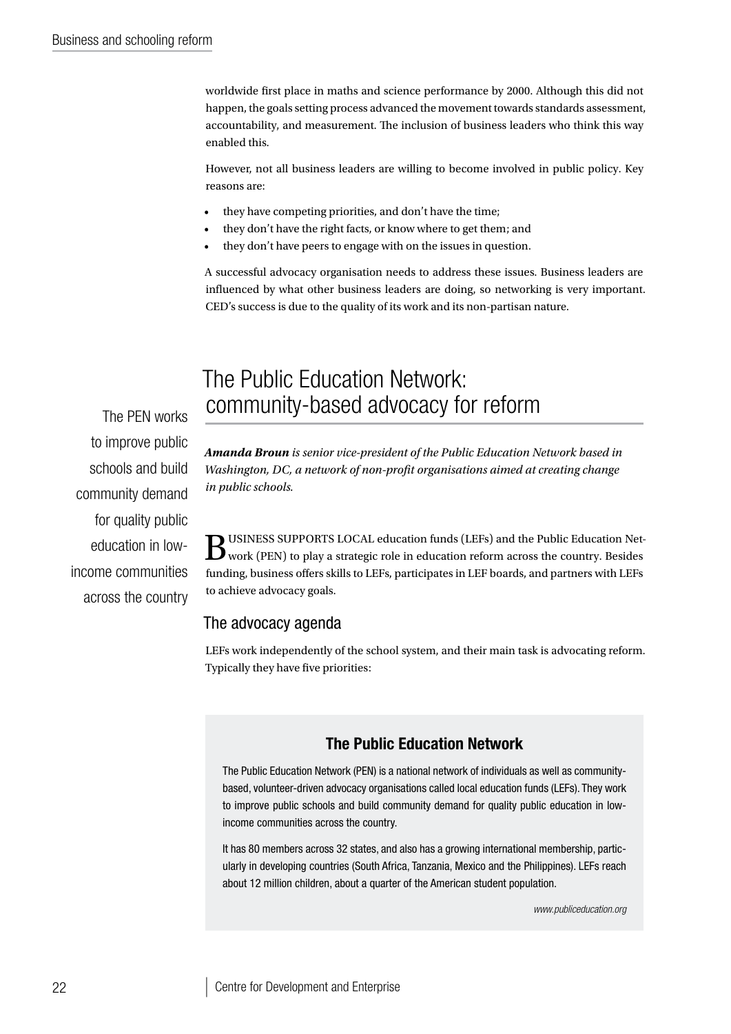worldwide first place in maths and science performance by 2000. Although this did not happen, the goals setting process advanced the movement towards standards assessment, accountability, and measurement. The inclusion of business leaders who think this way enabled this.

However, not all business leaders are willing to become involved in public policy. Key reasons are:

- they have competing priorities, and don't have the time;
- they don't have the right facts, or know where to get them; and
- they don't have peers to engage with on the issues in question.

A successful advocacy organisation needs to address these issues. Business leaders are influenced by what other business leaders are doing, so networking is very important. CED's success is due to the quality of its work and its non-partisan nature.

## The Public Education Network: community-based advocacy for reform

The PEN works to improve public schools and build community demand for quality public education in low-income communities across the country

***Amanda Broun** is senior vice-president of the Public Education Network based in Washington, DC, a network of non-profit organisations aimed at creating change in public schools.*

BUSINESS SUPPORTS LOCAL education funds (LEFs) and the Public Education Network (PEN) to play a strategic role in education reform across the country. Besides funding, business offers skills to LEFs, participates in LEF boards, and partners with LEFs to achieve advocacy goals.

### The advocacy agenda

LEFs work independently of the school system, and their main task is advocating reform. Typically they have five priorities:

> **The Public Education Network**
>
> The Public Education Network (PEN) is a national network of individuals as well as community-based, volunteer-driven advocacy organisations called local education funds (LEFs). They work to improve public schools and build community demand for quality public education in low-income communities across the country.
>
> It has 80 members across 32 states, and also has a growing international membership, particularly in developing countries (South Africa, Tanzania, Mexico and the Philippines). LEFs reach about 12 million children, about a quarter of the American student population.
>
> *www.publiceducation.org*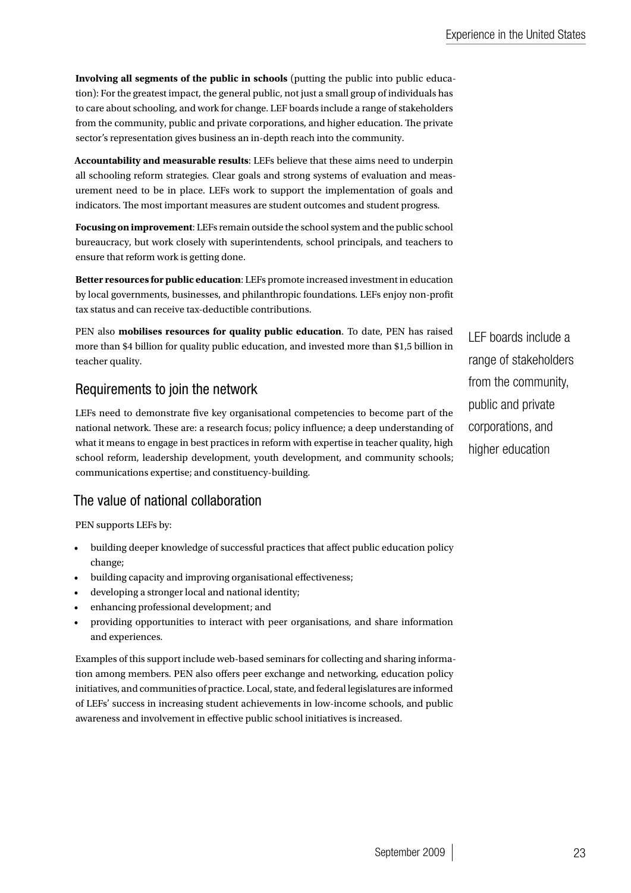**Involving all segments of the public in schools** (putting the public into public education): For the greatest impact, the general public, not just a small group of individuals has to care about schooling, and work for change. LEF boards include a range of stakeholders from the community, public and private corporations, and higher education. The private sector's representation gives business an in-depth reach into the community.

**Accountability and measurable results**: LEFs believe that these aims need to underpin all schooling reform strategies. Clear goals and strong systems of evaluation and measurement need to be in place. LEFs work to support the implementation of goals and indicators. The most important measures are student outcomes and student progress.

**Focusing on improvement**: LEFs remain outside the school system and the public school bureaucracy, but work closely with superintendents, school principals, and teachers to ensure that reform work is getting done.

**Better resources for public education**: LEFs promote increased investment in education by local governments, businesses, and philanthropic foundations. LEFs enjoy non-profit tax status and can receive tax-deductible contributions.

PEN also **mobilises resources for quality public education**. To date, PEN has raised more than $4 billion for quality public education, and invested more than $1,5 billion in teacher quality.

LEF boards include a range of stakeholders from the community, public and private corporations, and higher education

## Requirements to join the network

LEFs need to demonstrate five key organisational competencies to become part of the national network. These are: a research focus; policy influence; a deep understanding of what it means to engage in best practices in reform with expertise in teacher quality, high school reform, leadership development, youth development, and community schools; communications expertise; and constituency-building.

## The value of national collaboration

PEN supports LEFs by:

- building deeper knowledge of successful practices that affect public education policy change;
- building capacity and improving organisational effectiveness;
- developing a stronger local and national identity;
- enhancing professional development; and
- providing opportunities to interact with peer organisations, and share information and experiences.

Examples of this support include web-based seminars for collecting and sharing information among members. PEN also offers peer exchange and networking, education policy initiatives, and communities of practice. Local, state, and federal legislatures are informed of LEFs' success in increasing student achievements in low-income schools, and public awareness and involvement in effective public school initiatives is increased.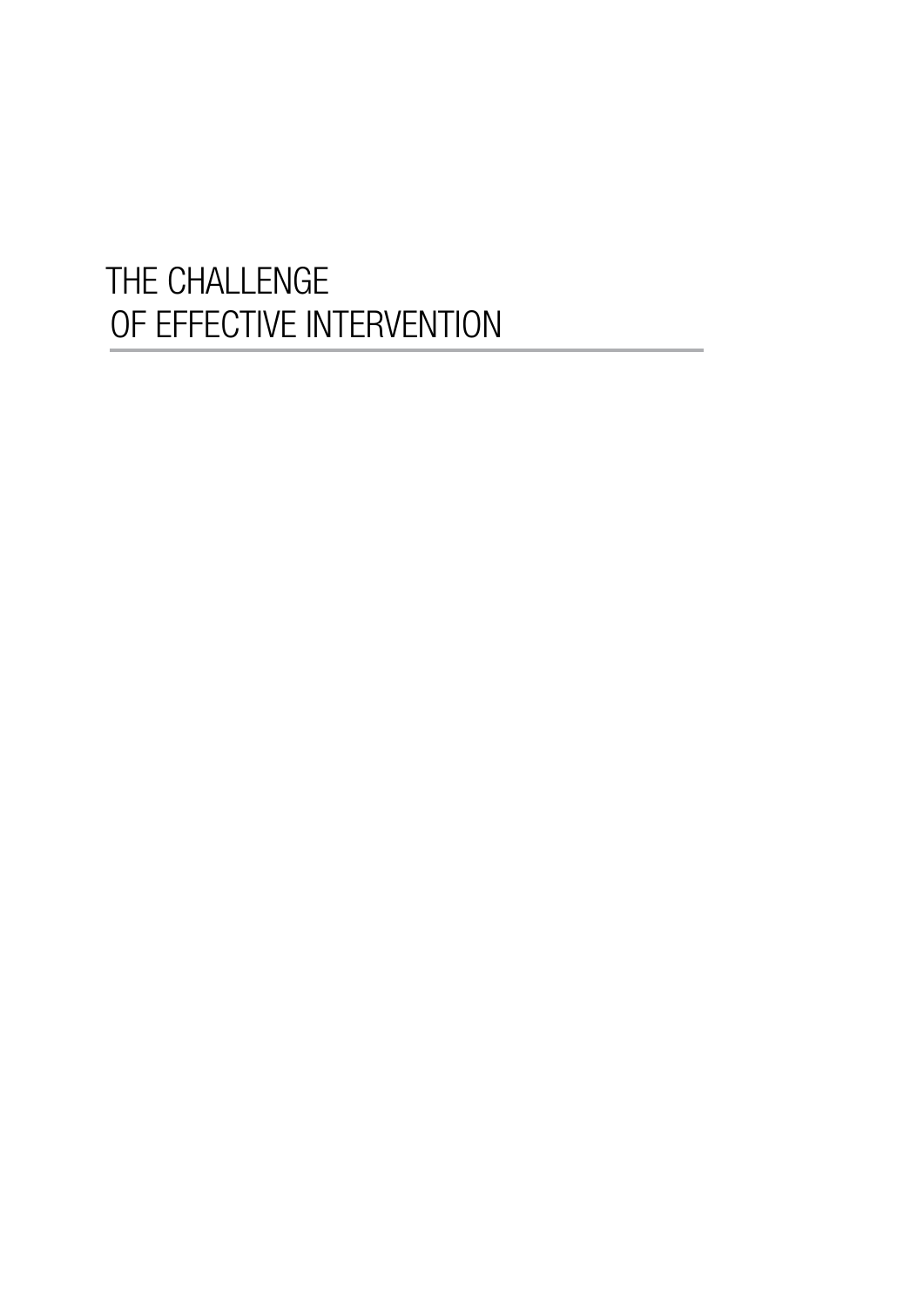# THE CHALLENGE OF EFFECTIVE INTERVENTION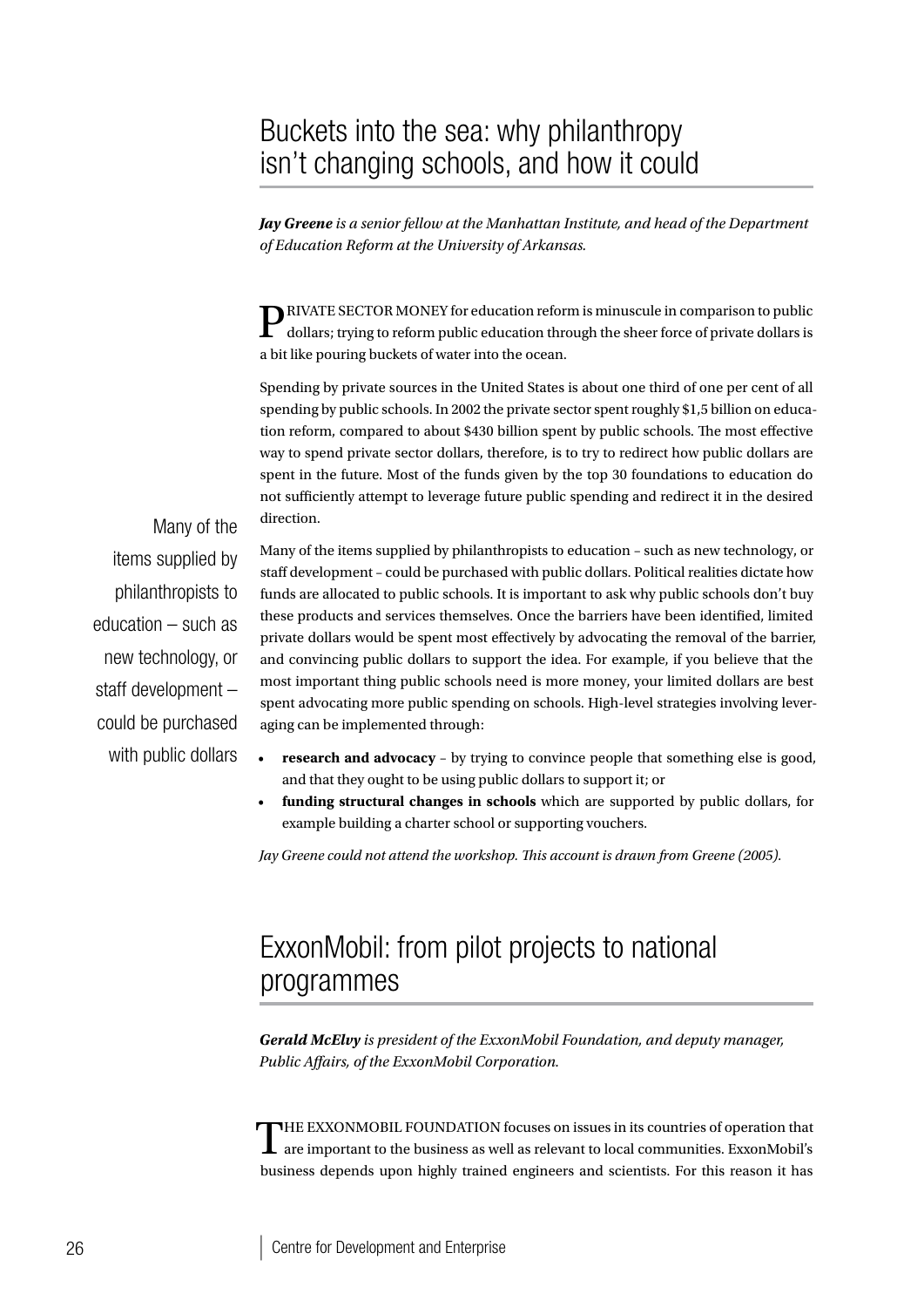## Buckets into the sea: why philanthropy isn't changing schools, and how it could

***Jay Greene** is a senior fellow at the Manhattan Institute, and head of the Department of Education Reform at the University of Arkansas.*

PRIVATE SECTOR MONEY for education reform is minuscule in comparison to public dollars; trying to reform public education through the sheer force of private dollars is a bit like pouring buckets of water into the ocean.

Spending by private sources in the United States is about one third of one per cent of all spending by public schools. In 2002 the private sector spent roughly $1,5 billion on education reform, compared to about $430 billion spent by public schools. The most effective way to spend private sector dollars, therefore, is to try to redirect how public dollars are spent in the future. Most of the funds given by the top 30 foundations to education do not sufficiently attempt to leverage future public spending and redirect it in the desired direction.

> Many of the items supplied by philanthropists to education – such as new technology, or staff development – could be purchased with public dollars

Many of the items supplied by philanthropists to education – such as new technology, or staff development – could be purchased with public dollars. Political realities dictate how funds are allocated to public schools. It is important to ask why public schools don't buy these products and services themselves. Once the barriers have been identified, limited private dollars would be spent most effectively by advocating the removal of the barrier, and convincing public dollars to support the idea. For example, if you believe that the most important thing public schools need is more money, your limited dollars are best spent advocating more public spending on schools. High-level strategies involving leveraging can be implemented through:

- **research and advocacy** – by trying to convince people that something else is good, and that they ought to be using public dollars to support it; or
- **funding structural changes in schools** which are supported by public dollars, for example building a charter school or supporting vouchers.

*Jay Greene could not attend the workshop. This account is drawn from Greene (2005).*

## ExxonMobil: from pilot projects to national programmes

***Gerald McElvy** is president of the ExxonMobil Foundation, and deputy manager, Public Affairs, of the ExxonMobil Corporation.*

THE EXXONMOBIL FOUNDATION focuses on issues in its countries of operation that are important to the business as well as relevant to local communities. ExxonMobil's business depends upon highly trained engineers and scientists. For this reason it has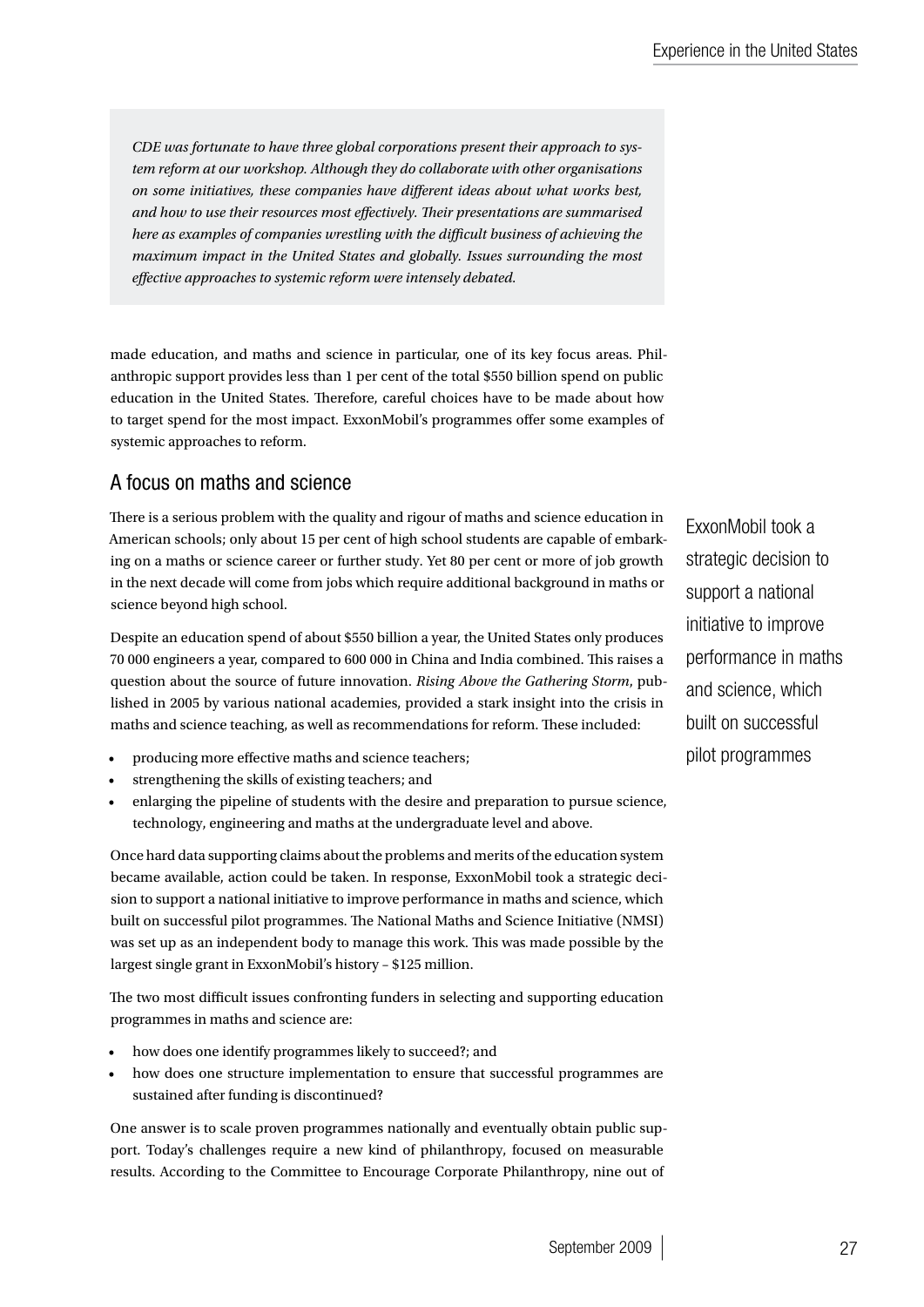*CDE was fortunate to have three global corporations present their approach to system reform at our workshop. Although they do collaborate with other organisations on some initiatives, these companies have different ideas about what works best, and how to use their resources most effectively. Their presentations are summarised here as examples of companies wrestling with the difficult business of achieving the maximum impact in the United States and globally. Issues surrounding the most effective approaches to systemic reform were intensely debated.*

made education, and maths and science in particular, one of its key focus areas. Philanthropic support provides less than 1 per cent of the total $550 billion spend on public education in the United States. Therefore, careful choices have to be made about how to target spend for the most impact. ExxonMobil's programmes offer some examples of systemic approaches to reform.

## A focus on maths and science

There is a serious problem with the quality and rigour of maths and science education in American schools; only about 15 per cent of high school students are capable of embarking on a maths or science career or further study. Yet 80 per cent or more of job growth in the next decade will come from jobs which require additional background in maths or science beyond high school.

Despite an education spend of about $550 billion a year, the United States only produces 70 000 engineers a year, compared to 600 000 in China and India combined. This raises a question about the source of future innovation. *Rising Above the Gathering Storm*, published in 2005 by various national academies, provided a stark insight into the crisis in maths and science teaching, as well as recommendations for reform. These included:

- producing more effective maths and science teachers;
- strengthening the skills of existing teachers; and
- enlarging the pipeline of students with the desire and preparation to pursue science, technology, engineering and maths at the undergraduate level and above.

Once hard data supporting claims about the problems and merits of the education system became available, action could be taken. In response, ExxonMobil took a strategic decision to support a national initiative to improve performance in maths and science, which built on successful pilot programmes. The National Maths and Science Initiative (NMSI) was set up as an independent body to manage this work. This was made possible by the largest single grant in ExxonMobil's history – $125 million.

ExxonMobil took a strategic decision to support a national initiative to improve performance in maths and science, which built on successful pilot programmes

The two most difficult issues confronting funders in selecting and supporting education programmes in maths and science are:

- how does one identify programmes likely to succeed?; and
- how does one structure implementation to ensure that successful programmes are sustained after funding is discontinued?

One answer is to scale proven programmes nationally and eventually obtain public support. Today's challenges require a new kind of philanthropy, focused on measurable results. According to the Committee to Encourage Corporate Philanthropy, nine out of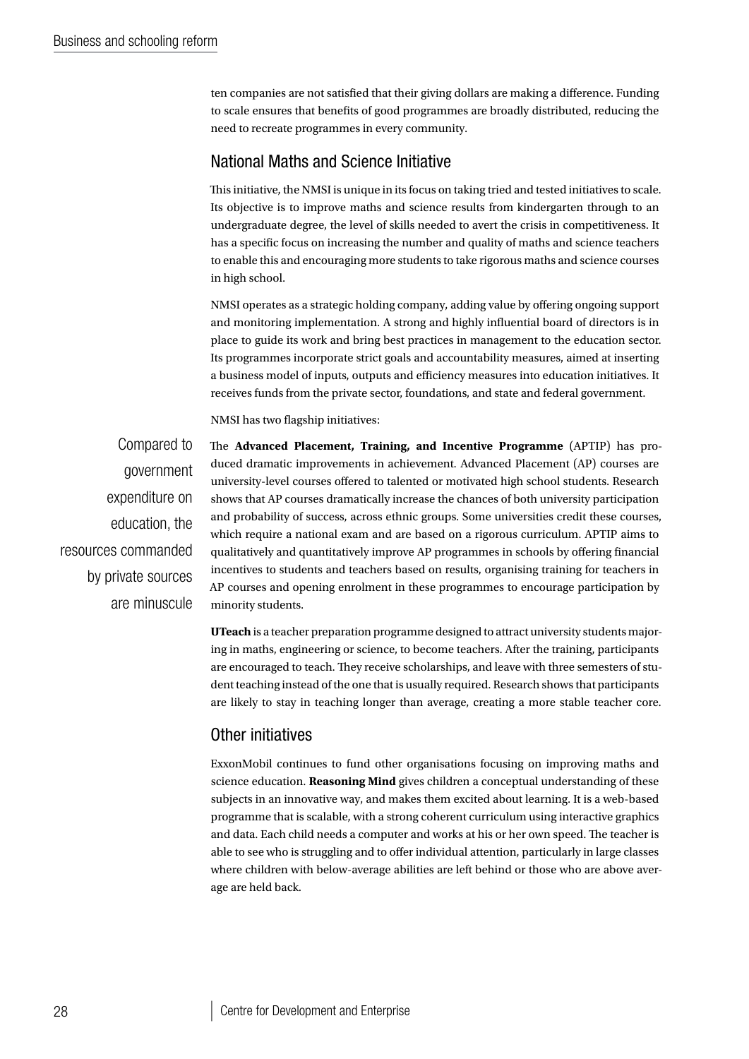ten companies are not satisfied that their giving dollars are making a difference. Funding to scale ensures that benefits of good programmes are broadly distributed, reducing the need to recreate programmes in every community.

## National Maths and Science Initiative

This initiative, the NMSI is unique in its focus on taking tried and tested initiatives to scale. Its objective is to improve maths and science results from kindergarten through to an undergraduate degree, the level of skills needed to avert the crisis in competitiveness. It has a specific focus on increasing the number and quality of maths and science teachers to enable this and encouraging more students to take rigorous maths and science courses in high school.

NMSI operates as a strategic holding company, adding value by offering ongoing support and monitoring implementation. A strong and highly influential board of directors is in place to guide its work and bring best practices in management to the education sector. Its programmes incorporate strict goals and accountability measures, aimed at inserting a business model of inputs, outputs and efficiency measures into education initiatives. It receives funds from the private sector, foundations, and state and federal government.

NMSI has two flagship initiatives:

> Compared to government expenditure on education, the resources commanded by private sources are minuscule

The **Advanced Placement, Training, and Incentive Programme** (APTIP) has produced dramatic improvements in achievement. Advanced Placement (AP) courses are university-level courses offered to talented or motivated high school students. Research shows that AP courses dramatically increase the chances of both university participation and probability of success, across ethnic groups. Some universities credit these courses, which require a national exam and are based on a rigorous curriculum. APTIP aims to qualitatively and quantitatively improve AP programmes in schools by offering financial incentives to students and teachers based on results, organising training for teachers in AP courses and opening enrolment in these programmes to encourage participation by minority students.

**UTeach** is a teacher preparation programme designed to attract university students majoring in maths, engineering or science, to become teachers. After the training, participants are encouraged to teach. They receive scholarships, and leave with three semesters of student teaching instead of the one that is usually required. Research shows that participants are likely to stay in teaching longer than average, creating a more stable teacher core.

## Other initiatives

ExxonMobil continues to fund other organisations focusing on improving maths and science education. **Reasoning Mind** gives children a conceptual understanding of these subjects in an innovative way, and makes them excited about learning. It is a web-based programme that is scalable, with a strong coherent curriculum using interactive graphics and data. Each child needs a computer and works at his or her own speed. The teacher is able to see who is struggling and to offer individual attention, particularly in large classes where children with below-average abilities are left behind or those who are above average are held back.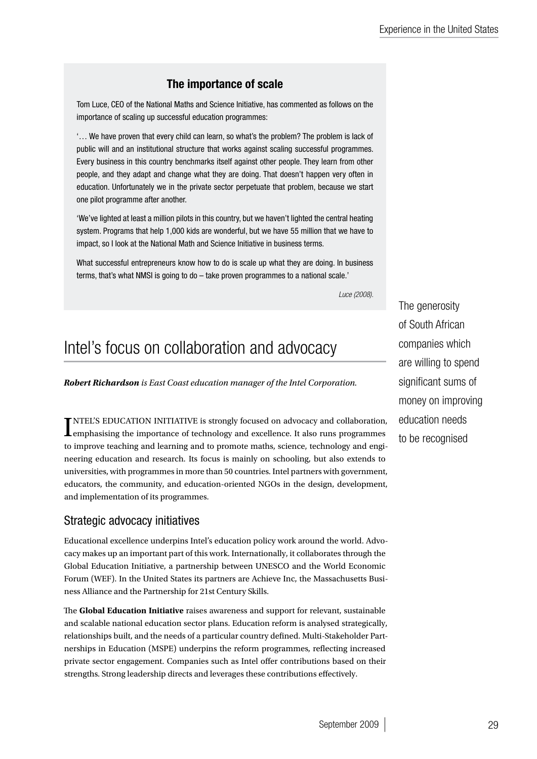## The importance of scale

Tom Luce, CEO of the National Maths and Science Initiative, has commented as follows on the importance of scaling up successful education programmes:

'… We have proven that every child can learn, so what's the problem? The problem is lack of public will and an institutional structure that works against scaling successful programmes. Every business in this country benchmarks itself against other people. They learn from other people, and they adapt and change what they are doing. That doesn't happen very often in education. Unfortunately we in the private sector perpetuate that problem, because we start one pilot programme after another.

'We've lighted at least a million pilots in this country, but we haven't lighted the central heating system. Programs that help 1,000 kids are wonderful, but we have 55 million that we have to impact, so I look at the National Math and Science Initiative in business terms.

What successful entrepreneurs know how to do is scale up what they are doing. In business terms, that's what NMSI is going to do – take proven programmes to a national scale.'

*Luce (2008).*

# Intel's focus on collaboration and advocacy

***Robert Richardson** is East Coast education manager of the Intel Corporation.*

INTEL'S EDUCATION INITIATIVE is strongly focused on advocacy and collaboration, emphasising the importance of technology and excellence. It also runs programmes to improve teaching and learning and to promote maths, science, technology and engineering education and research. Its focus is mainly on schooling, but also extends to universities, with programmes in more than 50 countries. Intel partners with government, educators, the community, and education-oriented NGOs in the design, development, and implementation of its programmes.

The generosity of South African companies which are willing to spend significant sums of money on improving education needs to be recognised

## Strategic advocacy initiatives

Educational excellence underpins Intel's education policy work around the world. Advocacy makes up an important part of this work. Internationally, it collaborates through the Global Education Initiative, a partnership between UNESCO and the World Economic Forum (WEF). In the United States its partners are Achieve Inc, the Massachusetts Business Alliance and the Partnership for 21st Century Skills.

The **Global Education Initiative** raises awareness and support for relevant, sustainable and scalable national education sector plans. Education reform is analysed strategically, relationships built, and the needs of a particular country defined. Multi-Stakeholder Partnerships in Education (MSPE) underpins the reform programmes, reflecting increased private sector engagement. Companies such as Intel offer contributions based on their strengths. Strong leadership directs and leverages these contributions effectively.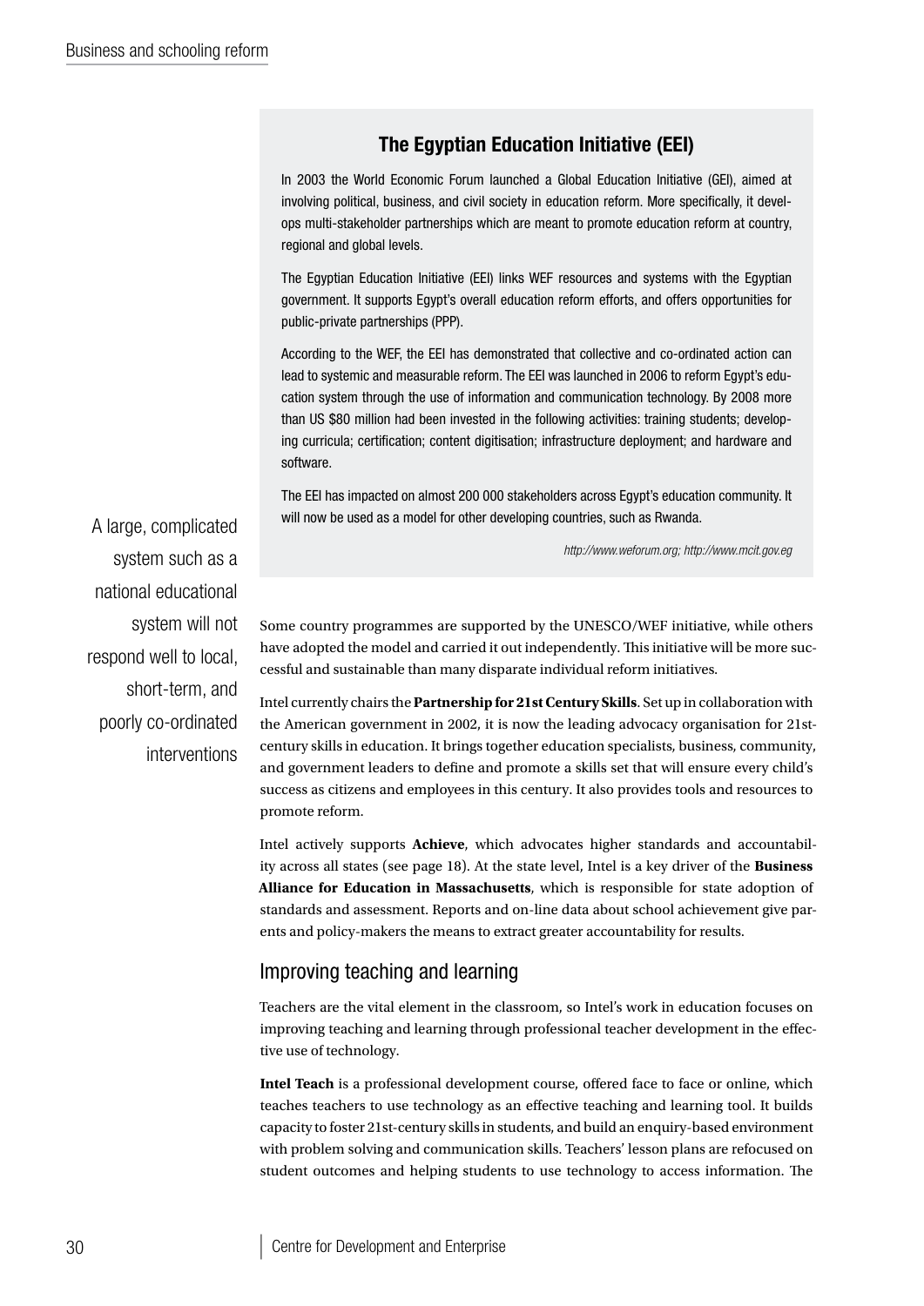### The Egyptian Education Initiative (EEI)

In 2003 the World Economic Forum launched a Global Education Initiative (GEI), aimed at involving political, business, and civil society in education reform. More specifically, it develops multi-stakeholder partnerships which are meant to promote education reform at country, regional and global levels.

The Egyptian Education Initiative (EEI) links WEF resources and systems with the Egyptian government. It supports Egypt's overall education reform efforts, and offers opportunities for public-private partnerships (PPP).

According to the WEF, the EEI has demonstrated that collective and co-ordinated action can lead to systemic and measurable reform. The EEI was launched in 2006 to reform Egypt's education system through the use of information and communication technology. By 2008 more than US $80 million had been invested in the following activities: training students; developing curricula; certification; content digitisation; infrastructure deployment; and hardware and software.

The EEI has impacted on almost 200 000 stakeholders across Egypt's education community. It will now be used as a model for other developing countries, such as Rwanda.

*http://www.weforum.org; http://www.mcit.gov.eg*

> A large, complicated system such as a national educational system will not respond well to local, short-term, and poorly co-ordinated interventions

Some country programmes are supported by the UNESCO/WEF initiative, while others have adopted the model and carried it out independently. This initiative will be more successful and sustainable than many disparate individual reform initiatives.

Intel currently chairs the **Partnership for 21st Century Skills**. Set up in collaboration with the American government in 2002, it is now the leading advocacy organisation for 21st-century skills in education. It brings together education specialists, business, community, and government leaders to define and promote a skills set that will ensure every child's success as citizens and employees in this century. It also provides tools and resources to promote reform.

Intel actively supports **Achieve**, which advocates higher standards and accountability across all states (see page 18). At the state level, Intel is a key driver of the **Business Alliance for Education in Massachusetts**, which is responsible for state adoption of standards and assessment. Reports and on-line data about school achievement give parents and policy-makers the means to extract greater accountability for results.

## Improving teaching and learning

Teachers are the vital element in the classroom, so Intel's work in education focuses on improving teaching and learning through professional teacher development in the effective use of technology.

**Intel Teach** is a professional development course, offered face to face or online, which teaches teachers to use technology as an effective teaching and learning tool. It builds capacity to foster 21st-century skills in students, and build an enquiry-based environment with problem solving and communication skills. Teachers' lesson plans are refocused on student outcomes and helping students to use technology to access information. The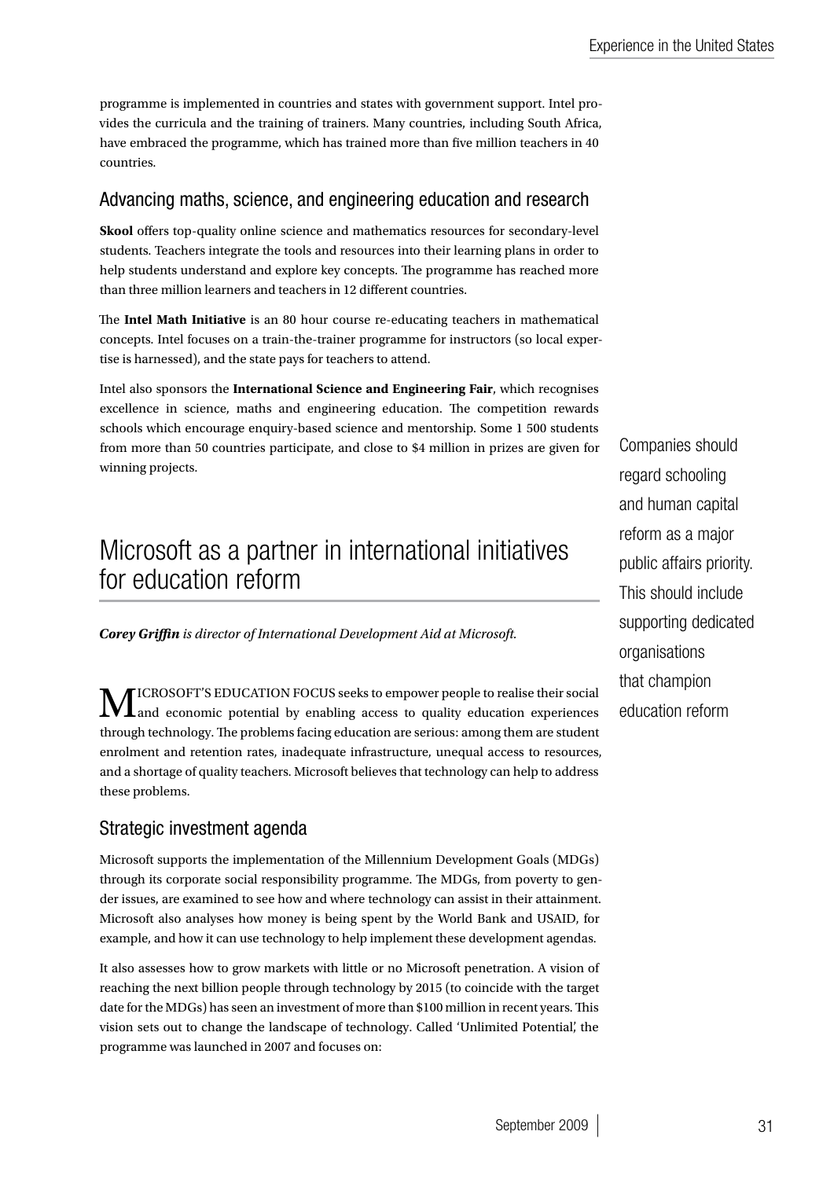programme is implemented in countries and states with government support. Intel provides the curricula and the training of trainers. Many countries, including South Africa, have embraced the programme, which has trained more than five million teachers in 40 countries.

## Advancing maths, science, and engineering education and research

**Skool** offers top-quality online science and mathematics resources for secondary-level students. Teachers integrate the tools and resources into their learning plans in order to help students understand and explore key concepts. The programme has reached more than three million learners and teachers in 12 different countries.

The **Intel Math Initiative** is an 80 hour course re-educating teachers in mathematical concepts. Intel focuses on a train-the-trainer programme for instructors (so local expertise is harnessed), and the state pays for teachers to attend.

Intel also sponsors the **International Science and Engineering Fair**, which recognises excellence in science, maths and engineering education. The competition rewards schools which encourage enquiry-based science and mentorship. Some 1 500 students from more than 50 countries participate, and close to $4 million in prizes are given for winning projects.

> Companies should regard schooling and human capital reform as a major public affairs priority. This should include supporting dedicated organisations that champion education reform

# Microsoft as a partner in international initiatives for education reform

***Corey Griffin** is director of International Development Aid at Microsoft.*

MICROSOFT'S EDUCATION FOCUS seeks to empower people to realise their social and economic potential by enabling access to quality education experiences through technology. The problems facing education are serious: among them are student enrolment and retention rates, inadequate infrastructure, unequal access to resources, and a shortage of quality teachers. Microsoft believes that technology can help to address these problems.

## Strategic investment agenda

Microsoft supports the implementation of the Millennium Development Goals (MDGs) through its corporate social responsibility programme. The MDGs, from poverty to gender issues, are examined to see how and where technology can assist in their attainment. Microsoft also analyses how money is being spent by the World Bank and USAID, for example, and how it can use technology to help implement these development agendas.

It also assesses how to grow markets with little or no Microsoft penetration. A vision of reaching the next billion people through technology by 2015 (to coincide with the target date for the MDGs) has seen an investment of more than $100 million in recent years. This vision sets out to change the landscape of technology. Called 'Unlimited Potential,' the programme was launched in 2007 and focuses on: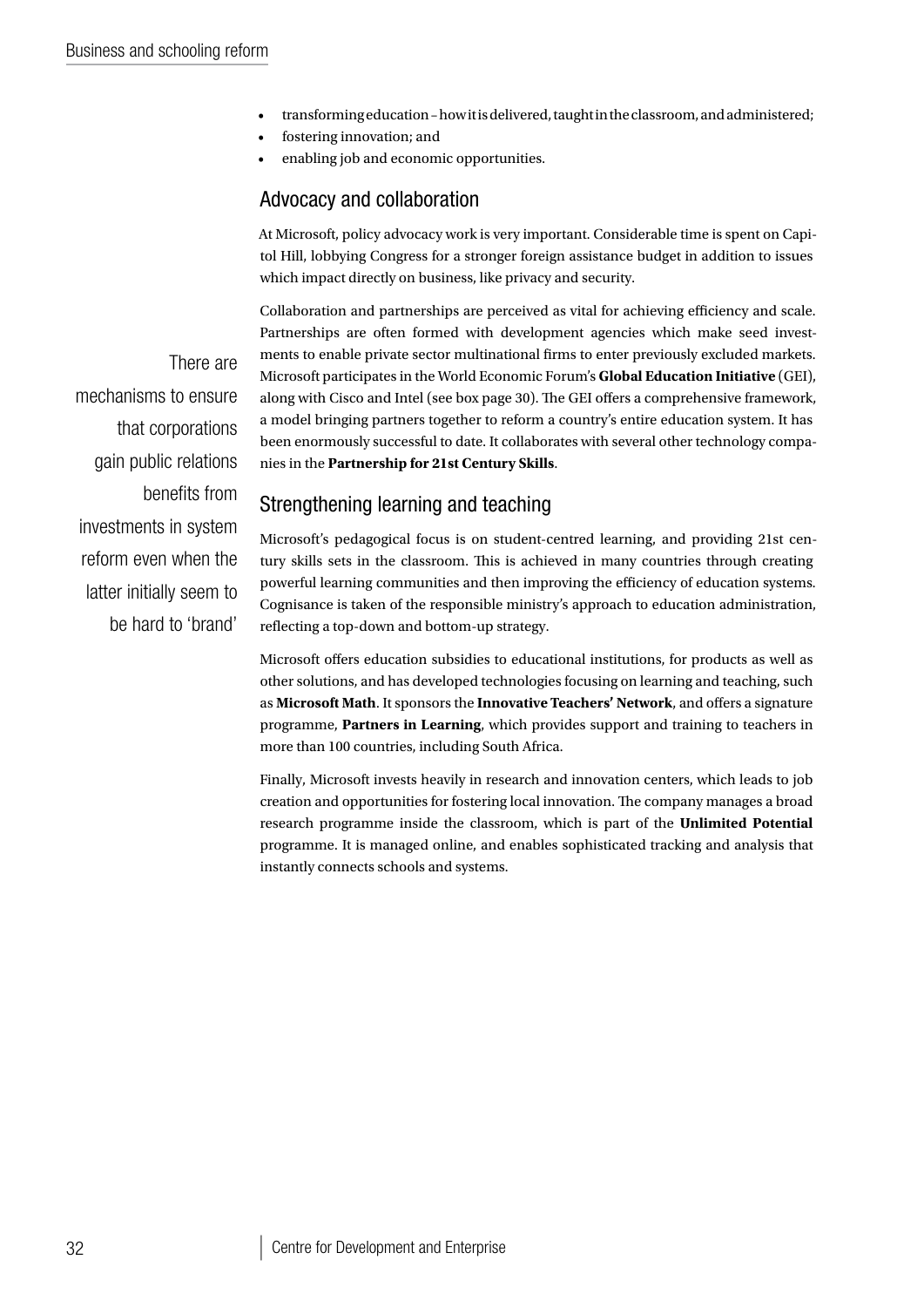- transforming education – how it is delivered, taught in the classroom, and administered;
- fostering innovation; and
- enabling job and economic opportunities.

## Advocacy and collaboration

At Microsoft, policy advocacy work is very important. Considerable time is spent on Capitol Hill, lobbying Congress for a stronger foreign assistance budget in addition to issues which impact directly on business, like privacy and security.

Collaboration and partnerships are perceived as vital for achieving efficiency and scale. Partnerships are often formed with development agencies which make seed investments to enable private sector multinational firms to enter previously excluded markets. Microsoft participates in the World Economic Forum's **Global Education Initiative** (GEI), along with Cisco and Intel (see box page 30). The GEI offers a comprehensive framework, a model bringing partners together to reform a country's entire education system. It has been enormously successful to date. It collaborates with several other technology companies in the **Partnership for 21st Century Skills**.

> There are mechanisms to ensure that corporations gain public relations benefits from investments in system reform even when the latter initially seem to be hard to 'brand'

## Strengthening learning and teaching

Microsoft's pedagogical focus is on student-centred learning, and providing 21st century skills sets in the classroom. This is achieved in many countries through creating powerful learning communities and then improving the efficiency of education systems. Cognisance is taken of the responsible ministry's approach to education administration, reflecting a top-down and bottom-up strategy.

Microsoft offers education subsidies to educational institutions, for products as well as other solutions, and has developed technologies focusing on learning and teaching, such as **Microsoft Math**. It sponsors the **Innovative Teachers' Network**, and offers a signature programme, **Partners in Learning**, which provides support and training to teachers in more than 100 countries, including South Africa.

Finally, Microsoft invests heavily in research and innovation centers, which leads to job creation and opportunities for fostering local innovation. The company manages a broad research programme inside the classroom, which is part of the **Unlimited Potential** programme. It is managed online, and enables sophisticated tracking and analysis that instantly connects schools and systems.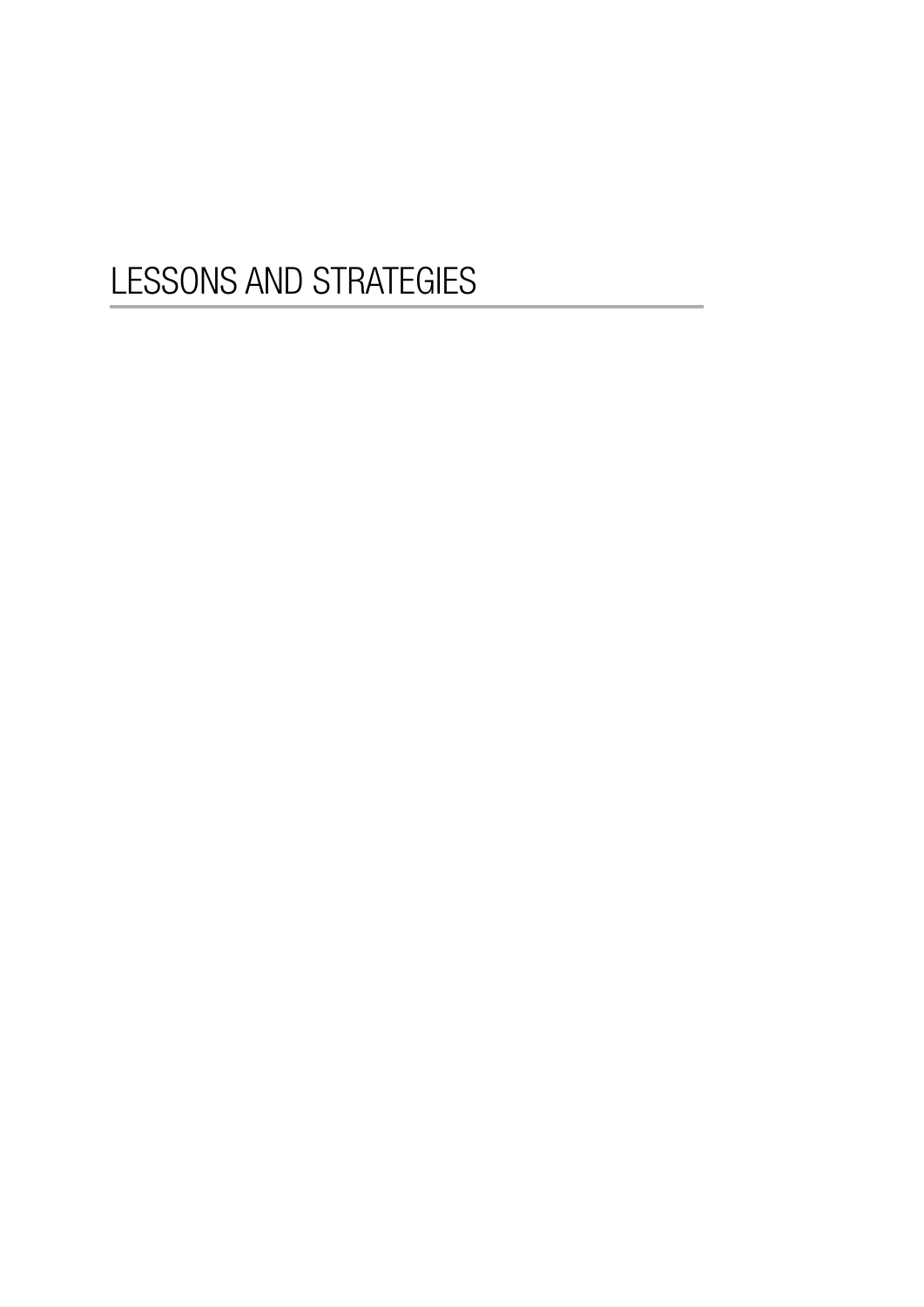# LESSONS AND STRATEGIES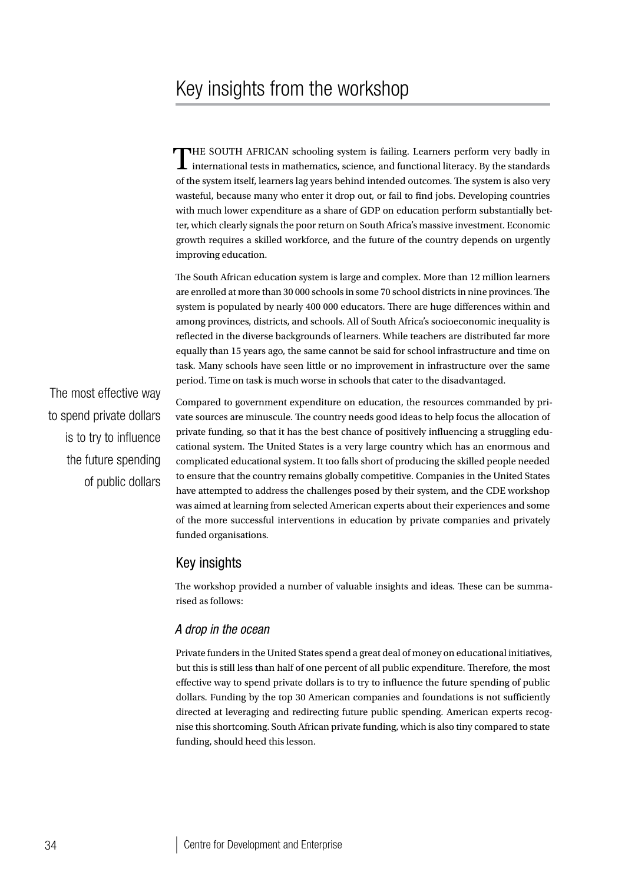# Key insights from the workshop

THE SOUTH AFRICAN schooling system is failing. Learners perform very badly in international tests in mathematics, science, and functional literacy. By the standards of the system itself, learners lag years behind intended outcomes. The system is also very wasteful, because many who enter it drop out, or fail to find jobs. Developing countries with much lower expenditure as a share of GDP on education perform substantially better, which clearly signals the poor return on South Africa's massive investment. Economic growth requires a skilled workforce, and the future of the country depends on urgently improving education.

The South African education system is large and complex. More than 12 million learners are enrolled at more than 30 000 schools in some 70 school districts in nine provinces. The system is populated by nearly 400 000 educators. There are huge differences within and among provinces, districts, and schools. All of South Africa's socioeconomic inequality is reflected in the diverse backgrounds of learners. While teachers are distributed far more equally than 15 years ago, the same cannot be said for school infrastructure and time on task. Many schools have seen little or no improvement in infrastructure over the same period. Time on task is much worse in schools that cater to the disadvantaged.

Compared to government expenditure on education, the resources commanded by private sources are minuscule. The country needs good ideas to help focus the allocation of private funding, so that it has the best chance of positively influencing a struggling educational system. The United States is a very large country which has an enormous and complicated educational system. It too falls short of producing the skilled people needed to ensure that the country remains globally competitive. Companies in the United States have attempted to address the challenges posed by their system, and the CDE workshop was aimed at learning from selected American experts about their experiences and some of the more successful interventions in education by private companies and privately funded organisations.

> The most effective way to spend private dollars is to try to influence the future spending of public dollars

## Key insights

The workshop provided a number of valuable insights and ideas. These can be summarised as follows:

### *A drop in the ocean*

Private funders in the United States spend a great deal of money on educational initiatives, but this is still less than half of one percent of all public expenditure. Therefore, the most effective way to spend private dollars is to try to influence the future spending of public dollars. Funding by the top 30 American companies and foundations is not sufficiently directed at leveraging and redirecting future public spending. American experts recognise this shortcoming. South African private funding, which is also tiny compared to state funding, should heed this lesson.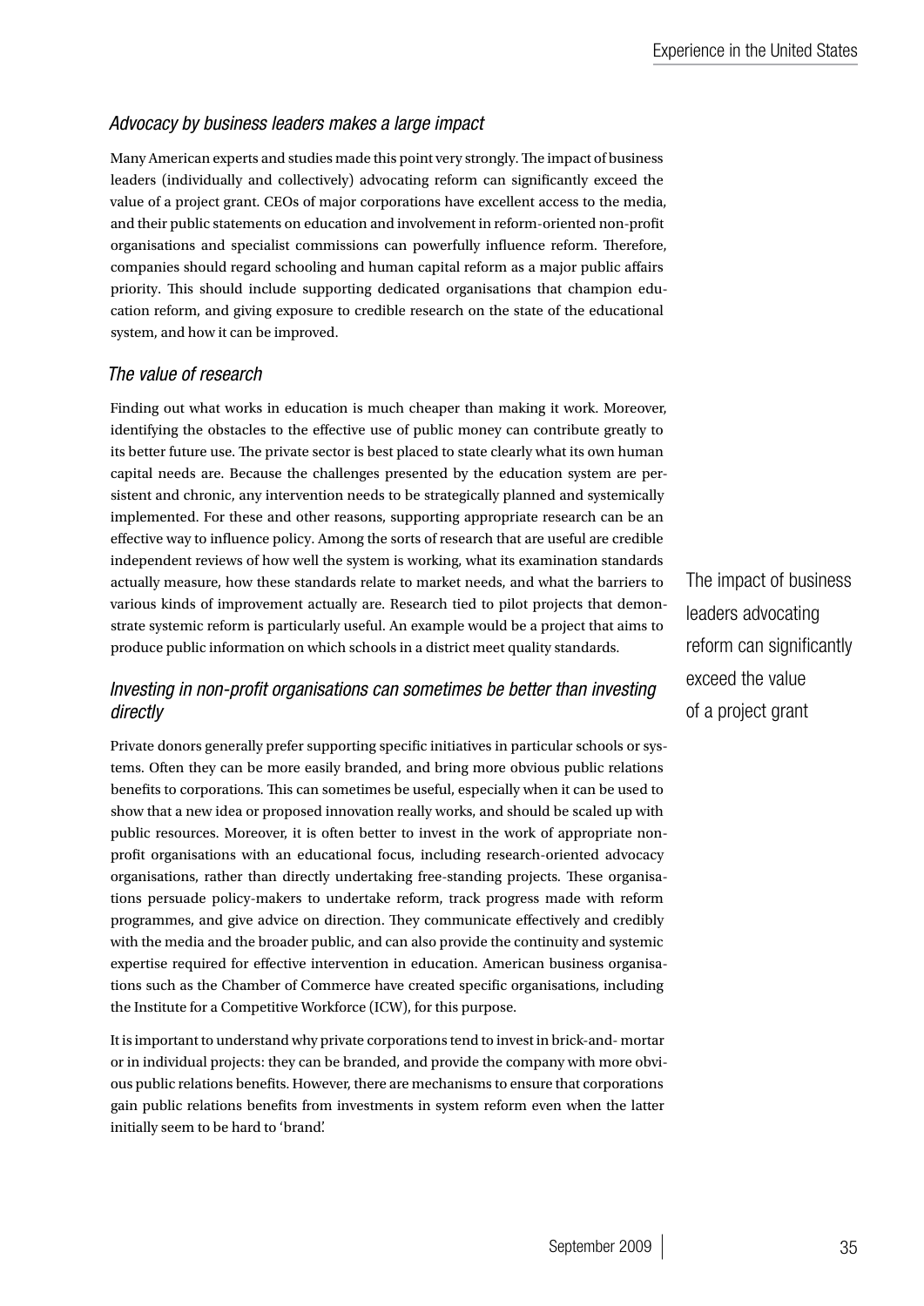### *Advocacy by business leaders makes a large impact*

Many American experts and studies made this point very strongly. The impact of business leaders (individually and collectively) advocating reform can significantly exceed the value of a project grant. CEOs of major corporations have excellent access to the media, and their public statements on education and involvement in reform-oriented non-profit organisations and specialist commissions can powerfully influence reform. Therefore, companies should regard schooling and human capital reform as a major public affairs priority. This should include supporting dedicated organisations that champion education reform, and giving exposure to credible research on the state of the educational system, and how it can be improved.

### *The value of research*

Finding out what works in education is much cheaper than making it work. Moreover, identifying the obstacles to the effective use of public money can contribute greatly to its better future use. The private sector is best placed to state clearly what its own human capital needs are. Because the challenges presented by the education system are persistent and chronic, any intervention needs to be strategically planned and systemically implemented. For these and other reasons, supporting appropriate research can be an effective way to influence policy. Among the sorts of research that are useful are credible independent reviews of how well the system is working, what its examination standards actually measure, how these standards relate to market needs, and what the barriers to various kinds of improvement actually are. Research tied to pilot projects that demonstrate systemic reform is particularly useful. An example would be a project that aims to produce public information on which schools in a district meet quality standards.

The impact of business leaders advocating reform can significantly exceed the value of a project grant

### *Investing in non-profit organisations can sometimes be better than investing directly*

Private donors generally prefer supporting specific initiatives in particular schools or systems. Often they can be more easily branded, and bring more obvious public relations benefits to corporations. This can sometimes be useful, especially when it can be used to show that a new idea or proposed innovation really works, and should be scaled up with public resources. Moreover, it is often better to invest in the work of appropriate non-profit organisations with an educational focus, including research-oriented advocacy organisations, rather than directly undertaking free-standing projects. These organisations persuade policy-makers to undertake reform, track progress made with reform programmes, and give advice on direction. They communicate effectively and credibly with the media and the broader public, and can also provide the continuity and systemic expertise required for effective intervention in education. American business organisations such as the Chamber of Commerce have created specific organisations, including the Institute for a Competitive Workforce (ICW), for this purpose.

It is important to understand why private corporations tend to invest in brick-and- mortar or in individual projects: they can be branded, and provide the company with more obvious public relations benefits. However, there are mechanisms to ensure that corporations gain public relations benefits from investments in system reform even when the latter initially seem to be hard to 'brand'.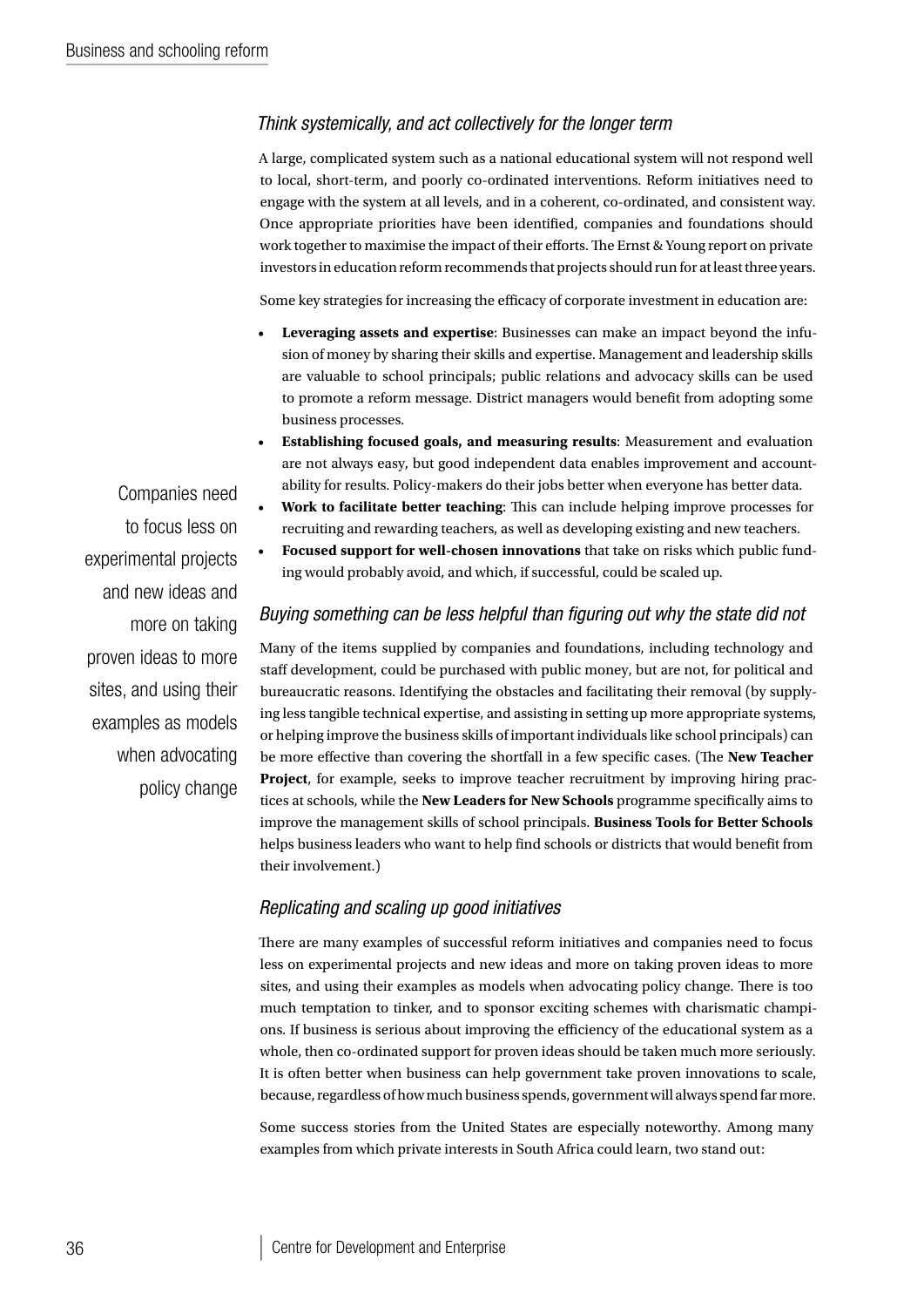### *Think systemically, and act collectively for the longer term*

A large, complicated system such as a national educational system will not respond well to local, short-term, and poorly co-ordinated interventions. Reform initiatives need to engage with the system at all levels, and in a coherent, co-ordinated, and consistent way. Once appropriate priorities have been identified, companies and foundations should work together to maximise the impact of their efforts. The Ernst & Young report on private investors in education reform recommends that projects should run for at least three years.

Some key strategies for increasing the efficacy of corporate investment in education are:

- **Leveraging assets and expertise**: Businesses can make an impact beyond the infusion of money by sharing their skills and expertise. Management and leadership skills are valuable to school principals; public relations and advocacy skills can be used to promote a reform message. District managers would benefit from adopting some business processes.
- **Establishing focused goals, and measuring results**: Measurement and evaluation are not always easy, but good independent data enables improvement and accountability for results. Policy-makers do their jobs better when everyone has better data.
- **Work to facilitate better teaching**: This can include helping improve processes for recruiting and rewarding teachers, as well as developing existing and new teachers.
- **Focused support for well-chosen innovations** that take on risks which public funding would probably avoid, and which, if successful, could be scaled up.

> Companies need to focus less on experimental projects and new ideas and more on taking proven ideas to more sites, and using their examples as models when advocating policy change

### *Buying something can be less helpful than figuring out why the state did not*

Many of the items supplied by companies and foundations, including technology and staff development, could be purchased with public money, but are not, for political and bureaucratic reasons. Identifying the obstacles and facilitating their removal (by supplying less tangible technical expertise, and assisting in setting up more appropriate systems, or helping improve the business skills of important individuals like school principals) can be more effective than covering the shortfall in a few specific cases. (The **New Teacher Project**, for example, seeks to improve teacher recruitment by improving hiring practices at schools, while the **New Leaders for New Schools** programme specifically aims to improve the management skills of school principals. **Business Tools for Better Schools** helps business leaders who want to help find schools or districts that would benefit from their involvement.)

### *Replicating and scaling up good initiatives*

There are many examples of successful reform initiatives and companies need to focus less on experimental projects and new ideas and more on taking proven ideas to more sites, and using their examples as models when advocating policy change. There is too much temptation to tinker, and to sponsor exciting schemes with charismatic champions. If business is serious about improving the efficiency of the educational system as a whole, then co-ordinated support for proven ideas should be taken much more seriously. It is often better when business can help government take proven innovations to scale, because, regardless of how much business spends, government will always spend far more.

Some success stories from the United States are especially noteworthy. Among many examples from which private interests in South Africa could learn, two stand out: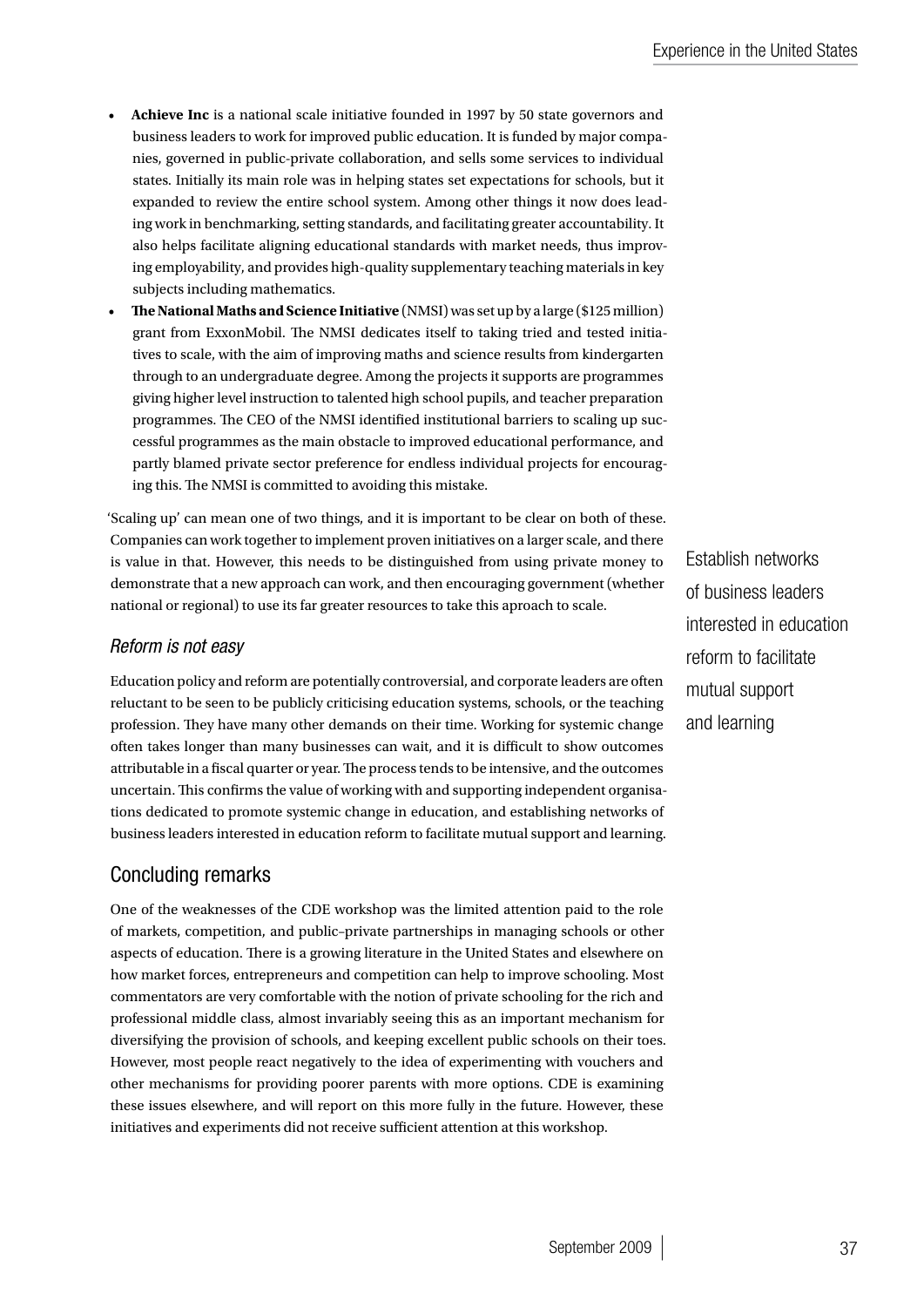- **Achieve Inc** is a national scale initiative founded in 1997 by 50 state governors and business leaders to work for improved public education. It is funded by major companies, governed in public-private collaboration, and sells some services to individual states. Initially its main role was in helping states set expectations for schools, but it expanded to review the entire school system. Among other things it now does leading work in benchmarking, setting standards, and facilitating greater accountability. It also helps facilitate aligning educational standards with market needs, thus improving employability, and provides high-quality supplementary teaching materials in key subjects including mathematics.
- **The National Maths and Science Initiative** (NMSI) was set up by a large ($125 million) grant from ExxonMobil. The NMSI dedicates itself to taking tried and tested initiatives to scale, with the aim of improving maths and science results from kindergarten through to an undergraduate degree. Among the projects it supports are programmes giving higher level instruction to talented high school pupils, and teacher preparation programmes. The CEO of the NMSI identified institutional barriers to scaling up successful programmes as the main obstacle to improved educational performance, and partly blamed private sector preference for endless individual projects for encouraging this. The NMSI is committed to avoiding this mistake.

'Scaling up' can mean one of two things, and it is important to be clear on both of these. Companies can work together to implement proven initiatives on a larger scale, and there is value in that. However, this needs to be distinguished from using private money to demonstrate that a new approach can work, and then encouraging government (whether national or regional) to use its far greater resources to take this aproach to scale.

Establish networks of business leaders interested in education reform to facilitate mutual support and learning

### *Reform is not easy*

Education policy and reform are potentially controversial, and corporate leaders are often reluctant to be seen to be publicly criticising education systems, schools, or the teaching profession. They have many other demands on their time. Working for systemic change often takes longer than many businesses can wait, and it is difficult to show outcomes attributable in a fiscal quarter or year. The process tends to be intensive, and the outcomes uncertain. This confirms the value of working with and supporting independent organisations dedicated to promote systemic change in education, and establishing networks of business leaders interested in education reform to facilitate mutual support and learning.

## Concluding remarks

One of the weaknesses of the CDE workshop was the limited attention paid to the role of markets, competition, and public–private partnerships in managing schools or other aspects of education. There is a growing literature in the United States and elsewhere on how market forces, entrepreneurs and competition can help to improve schooling. Most commentators are very comfortable with the notion of private schooling for the rich and professional middle class, almost invariably seeing this as an important mechanism for diversifying the provision of schools, and keeping excellent public schools on their toes. However, most people react negatively to the idea of experimenting with vouchers and other mechanisms for providing poorer parents with more options. CDE is examining these issues elsewhere, and will report on this more fully in the future. However, these initiatives and experiments did not receive sufficient attention at this workshop.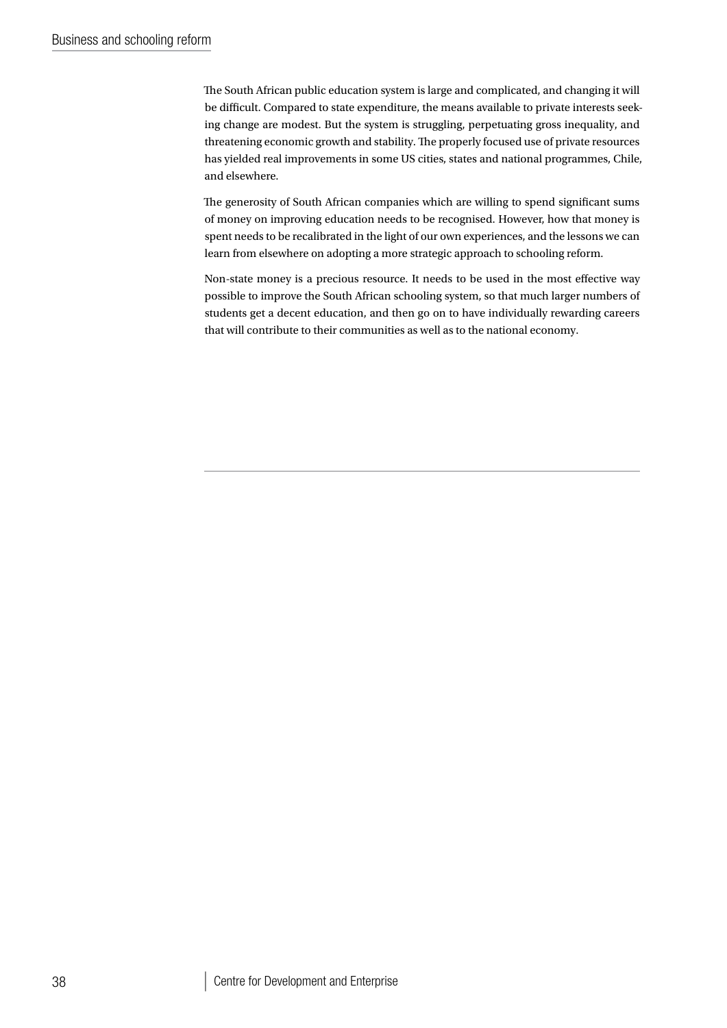The South African public education system is large and complicated, and changing it will be difficult. Compared to state expenditure, the means available to private interests seeking change are modest. But the system is struggling, perpetuating gross inequality, and threatening economic growth and stability. The properly focused use of private resources has yielded real improvements in some US cities, states and national programmes, Chile, and elsewhere.

The generosity of South African companies which are willing to spend significant sums of money on improving education needs to be recognised. However, how that money is spent needs to be recalibrated in the light of our own experiences, and the lessons we can learn from elsewhere on adopting a more strategic approach to schooling reform.

Non-state money is a precious resource. It needs to be used in the most effective way possible to improve the South African schooling system, so that much larger numbers of students get a decent education, and then go on to have individually rewarding careers that will contribute to their communities as well as to the national economy.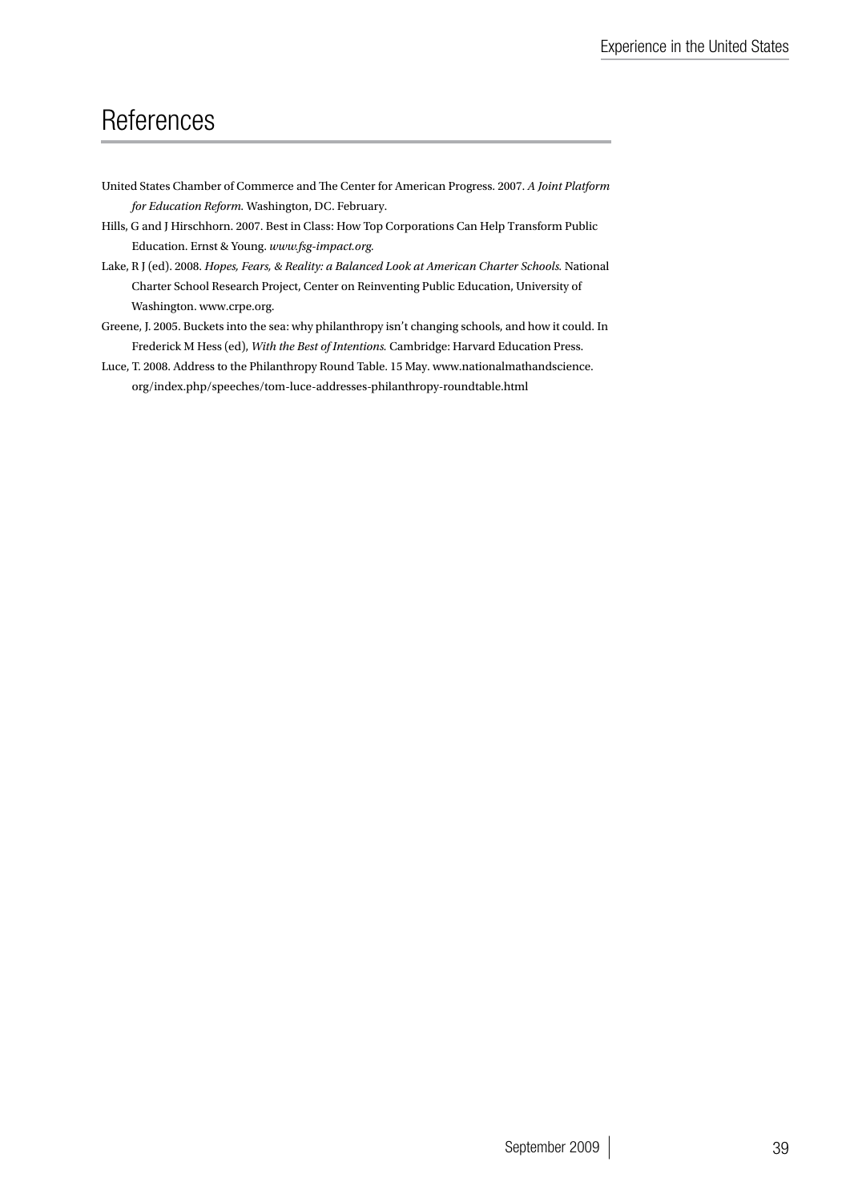# References

United States Chamber of Commerce and The Center for American Progress. 2007. *A Joint Platform for Education Reform*. Washington, DC. February.

Hills, G and J Hirschhorn. 2007. Best in Class: How Top Corporations Can Help Transform Public Education. Ernst & Young. *www.fsg-impact.org*.

Lake, R J (ed). 2008. *Hopes, Fears, & Reality: a Balanced Look at American Charter Schools.* National Charter School Research Project, Center on Reinventing Public Education, University of Washington. www.crpe.org.

Greene, J. 2005. Buckets into the sea: why philanthropy isn't changing schools, and how it could. In Frederick M Hess (ed), *With the Best of Intentions.* Cambridge: Harvard Education Press.

Luce, T. 2008. Address to the Philanthropy Round Table. 15 May. www.nationalmathandscience.org/index.php/speeches/tom-luce-addresses-philanthropy-roundtable.html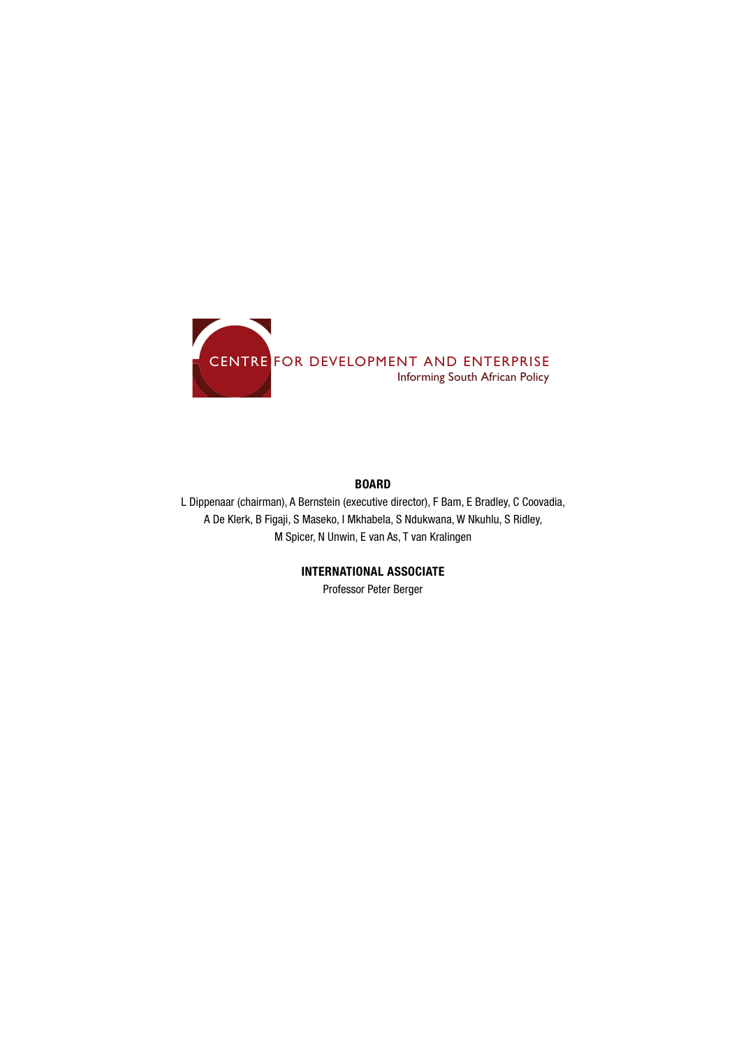CENTRE FOR DEVELOPMENT AND ENTERPRISE

Informing South African Policy

**BOARD**

L Dippenaar (chairman), A Bernstein (executive director), F Bam, E Bradley, C Coovadia, A De Klerk, B Figaji, S Maseko, I Mkhabela, S Ndukwana, W Nkuhlu, S Ridley, M Spicer, N Unwin, E van As, T van Kralingen

**INTERNATIONAL ASSOCIATE**

Professor Peter Berger